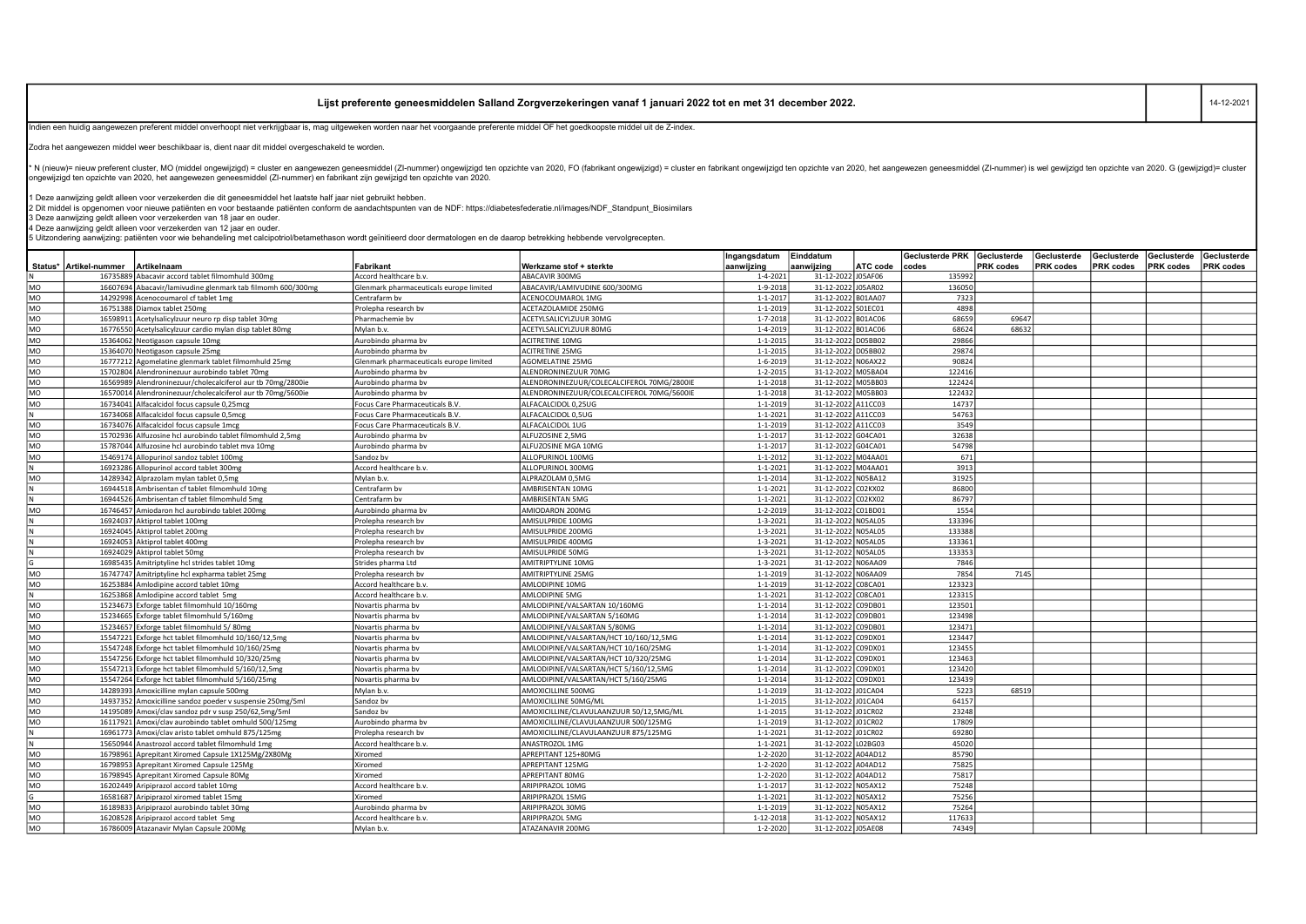# Lijst preferente geneesmiddelen Salland Zorgverzekeringen vanaf 1 januari 2022 tot en met 31 december 2022.

14-12-2021

Indien een huidig aangewezen preferent middel onverhoopt niet verkrijgbaar is, mag uitgeweken worden naar het voorgaande preferente middel OF het goedkoopste middel uit de Z-index.

Zodra het aangewezen middel weer beschikbaar is, dient naar dit middel overgeschakeld te worden.

* N (nieuw)= nieuw preferent cluster, MO (middel ongewijzigd) = cluster en aangewezen geneesmiddel (ZI-nummer) ongewijzigd ten opzichte van 2020, FO (fabrikant ongewijzigd) = cluster en fabrikant ongewijzigd ten opzichte van 2020, het aangewezen geneesmiddel (ZI-nummer) is wel gewijzigd ten opzichte van 2020. G (gewijzigd)= cluster ongewijzigd ten opzichte van 2020, het aangewezen geneesmiddel (ZI-nummer) en fabrikant zijn gewijzigd ten opzichte van 2020.

1 Deze aanwijzing geldt alleen voor verzekerden die dit geneesmiddel het laatste half jaar niet gebruikt hebben.
2 Dit middel is opgenomen voor nieuwe patiënten en voor bestaande patiënten conform de aandachtspunten van de NDF: https://diabetesfederatie.nl/images/NDF_Standpunt_Biosimilars
3 Deze aanwijzing geldt alleen voor verzekerden van 18 jaar en ouder.
4 Deze aanwijzing geldt alleen voor verzekerden van 12 jaar en ouder.
5 Uitzondering aanwijzing: patiënten voor wie behandeling met calcipotriol/betamethason wordt geïnitieerd door dermatologen en de daarop betrekking hebbende vervolgrecepten.

| Status* | Artikel-nummer | Artikelnaam | Fabrikant | Werkzame stof + sterkte | Ingangsdatum aanwijzing | Einddatum aanwijzing | ATC code | Geclusterde PRK codes | Geclusterde PRK codes | Geclusterde PRK codes | Geclusterde PRK codes | Geclusterde PRK codes | Geclusterde PRK codes |
|---|---|---|---|---|---|---|---|---|---|---|---|---|---|
| N | 16735889 | Abacavir accord tablet filmomhuld 300mg | Accord healthcare b.v. | ABACAVIR 300MG | 1-4-2021 | 31-12-2022 | J05AF06 | 135992 | | | | | |
| MO | 16607694 | Abacavir/lamivudine glenmark tab filmomh 600/300mg | Glenmark pharmaceuticals europe limited | ABACAVIR/LAMIVUDINE 600/300MG | 1-9-2018 | 31-12-2022 | J05AR02 | 136050 | | | | | |
| MO | 14292998 | Acenocoumarol cf tablet 1mg | Centrafarm bv | ACENOCOUMAROL 1MG | 1-1-2017 | 31-12-2022 | B01AA07 | 7323 | | | | | |
| MO | 16751388 | Diamox tablet 250mg | Prolepha research bv | ACETAZOLAMIDE 250MG | 1-1-2019 | 31-12-2022 | S01EC01 | 4898 | | | | | |
| MO | 16598911 | Acetylsalicylzuur neuro rp disp tablet 30mg | Pharmachemie bv | ACETYLSALICYLZUUR 30MG | 1-7-2018 | 31-12-2022 | B01AC06 | 68659 | 69647 | | | | |
| MO | 16776550 | Acetylsalicylzuur cardio mylan disp tablet 80mg | Mylan b.v. | ACETYLSALICYLZUUR 80MG | 1-4-2019 | 31-12-2022 | B01AC06 | 68624 | 68632 | | | | |
| MO | 15364062 | Neotigason capsule 10mg | Aurobindo pharma bv | ACITRETINE 10MG | 1-1-2015 | 31-12-2022 | D05BB02 | 29866 | | | | | |
| MO | 15364070 | Neotigason capsule 25mg | Aurobindo pharma bv | ACITRETINE 25MG | 1-1-2015 | 31-12-2022 | D05BB02 | 29874 | | | | | |
| MO | 16777212 | Agomelatine glenmark tablet filmomhuld 25mg | Glenmark pharmaceuticals europe limited | AGOMELATINE 25MG | 1-6-2019 | 31-12-2022 | N06AX22 | 90824 | | | | | |
| MO | 15702804 | Alendroninezuur aurobindo tablet 70mg | Aurobindo pharma bv | ALENDRONINEZUUR 70MG | 1-2-2015 | 31-12-2022 | M05BA04 | 122416 | | | | | |
| MO | 16569989 | Alendroninezuur/cholecalciferol aur tb 70mg/2800ie | Aurobindo pharma bv | ALENDRONINEZUUR/COLECALCIFEROL 70MG/2800IE | 1-1-2018 | 31-12-2022 | M05BB03 | 122424 | | | | | |
| MO | 16570014 | Alendroninezuur/cholecalciferol aur tb 70mg/5600ie | Aurobindo pharma bv | ALENDRONINEZUUR/COLECALCIFEROL 70MG/5600IE | 1-1-2018 | 31-12-2022 | M05BB03 | 122432 | | | | | |
| MO | 16734041 | Alfacalcidol focus capsule 0,25mcg | Focus Care Pharmaceuticals B.V. | ALFACALCIDOL 0,25UG | 1-1-2019 | 31-12-2022 | A11CC03 | 14737 | | | | | |
| N | 16734068 | Alfacalcidol focus capsule 0,5mcg | Focus Care Pharmaceuticals B.V. | ALFACALCIDOL 0,5UG | 1-1-2021 | 31-12-2022 | A11CC03 | 54763 | | | | | |
| MO | 16734076 | Alfacalcidol focus capsule 1mcg | Focus Care Pharmaceuticals B.V. | ALFACALCIDOL 1UG | 1-1-2019 | 31-12-2022 | A11CC03 | 3549 | | | | | |
| MO | 15702936 | Alfuzosine hcl aurobindo tablet filmomhuld 2,5mg | Aurobindo pharma bv | ALFUZOSINE 2,5MG | 1-1-2017 | 31-12-2022 | G04CA01 | 32638 | | | | | |
| MO | 15787044 | Alfuzosine hcl aurobindo tablet mva 10mg | Aurobindo pharma bv | ALFUZOSINE MGA 10MG | 1-1-2017 | 31-12-2022 | G04CA01 | 54798 | | | | | |
| MO | 15469174 | Allopurinol sandoz tablet 100mg | Sandoz bv | ALLOPURINOL 100MG | 1-1-2012 | 31-12-2022 | M04AA01 | 671 | | | | | |
| N | 16923286 | Allopurinol accord tablet 300mg | Accord healthcare b.v. | ALLOPURINOL 300MG | 1-1-2021 | 31-12-2022 | M04AA01 | 3913 | | | | | |
| MO | 14289342 | Alprazolam mylan tablet 0,5mg | Mylan b.v. | ALPRAZOLAM 0,5MG | 1-1-2014 | 31-12-2022 | N05BA12 | 31925 | | | | | |
| N | 16944518 | Ambrisentan cf tablet filmomhuld 10mg | Centrafarm bv | AMBRISENTAN 10MG | 1-1-2021 | 31-12-2022 | C02KX02 | 86800 | | | | | |
| N | 16944526 | Ambrisentan cf tablet filmomhuld 5mg | Centrafarm bv | AMBRISENTAN 5MG | 1-1-2021 | 31-12-2022 | C02KX02 | 86797 | | | | | |
| MO | 16746457 | Amiodaron hcl aurobindo tablet 200mg | Aurobindo pharma bv | AMIODARON 200MG | 1-2-2019 | 31-12-2022 | C01BD01 | 1554 | | | | | |
| N | 16924037 | Aktiprol tablet 100mg | Prolepha research bv | AMISULPRIDE 100MG | 1-3-2021 | 31-12-2022 | N05AL05 | 133396 | | | | | |
| N | 16924045 | Aktiprol tablet 200mg | Prolepha research bv | AMISULPRIDE 200MG | 1-3-2021 | 31-12-2022 | N05AL05 | 133388 | | | | | |
| N | 16924053 | Aktiprol tablet 400mg | Prolepha research bv | AMISULPRIDE 400MG | 1-3-2021 | 31-12-2022 | N05AL05 | 133361 | | | | | |
| N | 16924029 | Aktiprol tablet 50mg | Prolepha research bv | AMISULPRIDE 50MG | 1-3-2021 | 31-12-2022 | N05AL05 | 133353 | | | | | |
| G | 16985435 | Amitriptyline hcl strides tablet 10mg | Strides pharma Ltd | AMITRIPTYLINE 10MG | 1-3-2021 | 31-12-2022 | N06AA09 | 7846 | | | | | |
| MO | 16747747 | Amitriptyline hcl expharma tablet 25mg | Prolepha research bv | AMITRIPTYLINE 25MG | 1-1-2019 | 31-12-2022 | N06AA09 | 7854 | 7145 | | | | |
| MO | 16253884 | Amlodipine accord tablet 10mg | Accord healthcare b.v. | AMLODIPINE 10MG | 1-1-2019 | 31-12-2022 | C08CA01 | 123323 | | | | | |
| N | 16253868 | Amlodipine accord tablet 5mg | Accord healthcare b.v. | AMLODIPINE 5MG | 1-1-2021 | 31-12-2022 | C08CA01 | 123315 | | | | | |
| MO | 15234673 | Exforge tablet filmomhuld 10/160mg | Novartis pharma bv | AMLODIPINE/VALSARTAN 10/160MG | 1-1-2014 | 31-12-2022 | C09DB01 | 123501 | | | | | |
| MO | 15234665 | Exforge tablet filmomhuld 5/160mg | Novartis pharma bv | AMLODIPINE/VALSARTAN 5/160MG | 1-1-2014 | 31-12-2022 | C09DB01 | 123498 | | | | | |
| MO | 15234657 | Exforge tablet filmomhuld 5/ 80mg | Novartis pharma bv | AMLODIPINE/VALSARTAN 5/80MG | 1-1-2014 | 31-12-2022 | C09DB01 | 123471 | | | | | |
| MO | 15547221 | Exforge hct tablet filmomhuld 10/160/12,5mg | Novartis pharma bv | AMLODIPINE/VALSARTAN/HCT 10/160/12,5MG | 1-1-2014 | 31-12-2022 | C09DX01 | 123447 | | | | | |
| MO | 15547248 | Exforge hct tablet filmomhuld 10/160/25mg | Novartis pharma bv | AMLODIPINE/VALSARTAN/HCT 10/160/25MG | 1-1-2014 | 31-12-2022 | C09DX01 | 123455 | | | | | |
| MO | 15547256 | Exforge hct tablet filmomhuld 10/320/25mg | Novartis pharma bv | AMLODIPINE/VALSARTAN/HCT 10/320/25MG | 1-1-2014 | 31-12-2022 | C09DX01 | 123463 | | | | | |
| MO | 15547213 | Exforge hct tablet filmomhuld 5/160/12,5mg | Novartis pharma bv | AMLODIPINE/VALSARTAN/HCT 5/160/12,5MG | 1-1-2014 | 31-12-2022 | C09DX01 | 123420 | | | | | |
| MO | 15547264 | Exforge hct tablet filmomhuld 5/160/25mg | Novartis pharma bv | AMLODIPINE/VALSARTAN/HCT 5/160/25MG | 1-1-2014 | 31-12-2022 | C09DX01 | 123439 | | | | | |
| MO | 14289393 | Amoxicilline mylan capsule 500mg | Mylan b.v. | AMOXICILLINE 500MG | 1-1-2019 | 31-12-2022 | J01CA04 | 5223 | 68519 | | | | |
| MO | 14937352 | Amoxicilline sandoz poeder v suspensie 250mg/5ml | Sandoz bv | AMOXICILLINE 50MG/ML | 1-1-2015 | 31-12-2022 | J01CA04 | 64157 | | | | | |
| MO | 14195089 | Amoxi/clav sandoz pdr v susp 250/62,5mg/5ml | Sandoz bv | AMOXICILLINE/CLAVULAANZUUR 50/12,5MG/ML | 1-1-2015 | 31-12-2022 | J01CR02 | 23248 | | | | | |
| MO | 16117921 | Amoxi/clav aurobindo tablet omhuld 500/125mg | Aurobindo pharma bv | AMOXICILLINE/CLAVULAANZUUR 500/125MG | 1-1-2019 | 31-12-2022 | J01CR02 | 17809 | | | | | |
| N | 16961773 | Amoxi/clav aristo tablet omhuld 875/125mg | Prolepha research bv | AMOXICILLINE/CLAVULAANZUUR 875/125MG | 1-1-2021 | 31-12-2022 | J01CR02 | 69280 | | | | | |
| N | 15650944 | Anastrozol accord tablet filmomhuld 1mg | Accord healthcare b.v. | ANASTROZOL 1MG | 1-1-2021 | 31-12-2022 | L02BG03 | 45020 | | | | | |
| MO | 16798961 | Aprepitant Xiromed Capsule 1X125Mg/2X80Mg | Xiromed | APREPITANT 125+80MG | 1-2-2020 | 31-12-2022 | A04AD12 | 85790 | | | | | |
| MO | 16798953 | Aprepitant Xiromed Capsule 125Mg | Xiromed | APREPITANT 125MG | 1-2-2020 | 31-12-2022 | A04AD12 | 75825 | | | | | |
| MO | 16798945 | Aprepitant Xiromed Capsule 80Mg | Xiromed | APREPITANT 80MG | 1-2-2020 | 31-12-2022 | A04AD12 | 75817 | | | | | |
| MO | 16202449 | Aripiprazol accord tablet 10mg | Accord healthcare b.v. | ARIPIPRAZOL 10MG | 1-1-2017 | 31-12-2022 | N05AX12 | 75248 | | | | | |
| G | 16581687 | Aripiprazol xiromed tablet 15mg | Xiromed | ARIPIPRAZOL 15MG | 1-1-2021 | 31-12-2022 | N05AX12 | 75256 | | | | | |
| MO | 16189833 | Aripiprazol aurobindo tablet 30mg | Aurobindo pharma bv | ARIPIPRAZOL 30MG | 1-1-2019 | 31-12-2022 | N05AX12 | 75264 | | | | | |
| MO | 16208528 | Aripiprazol accord tablet 5mg | Accord healthcare b.v. | ARIPIPRAZOL 5MG | 1-12-2018 | 31-12-2022 | N05AX12 | 117633 | | | | | |
| MO | 16786009 | Atazanavir Mylan Capsule 200Mg | Mylan b.v. | ATAZANAVIR 200MG | 1-2-2020 | 31-12-2022 | J05AE08 | 74349 | | | | | |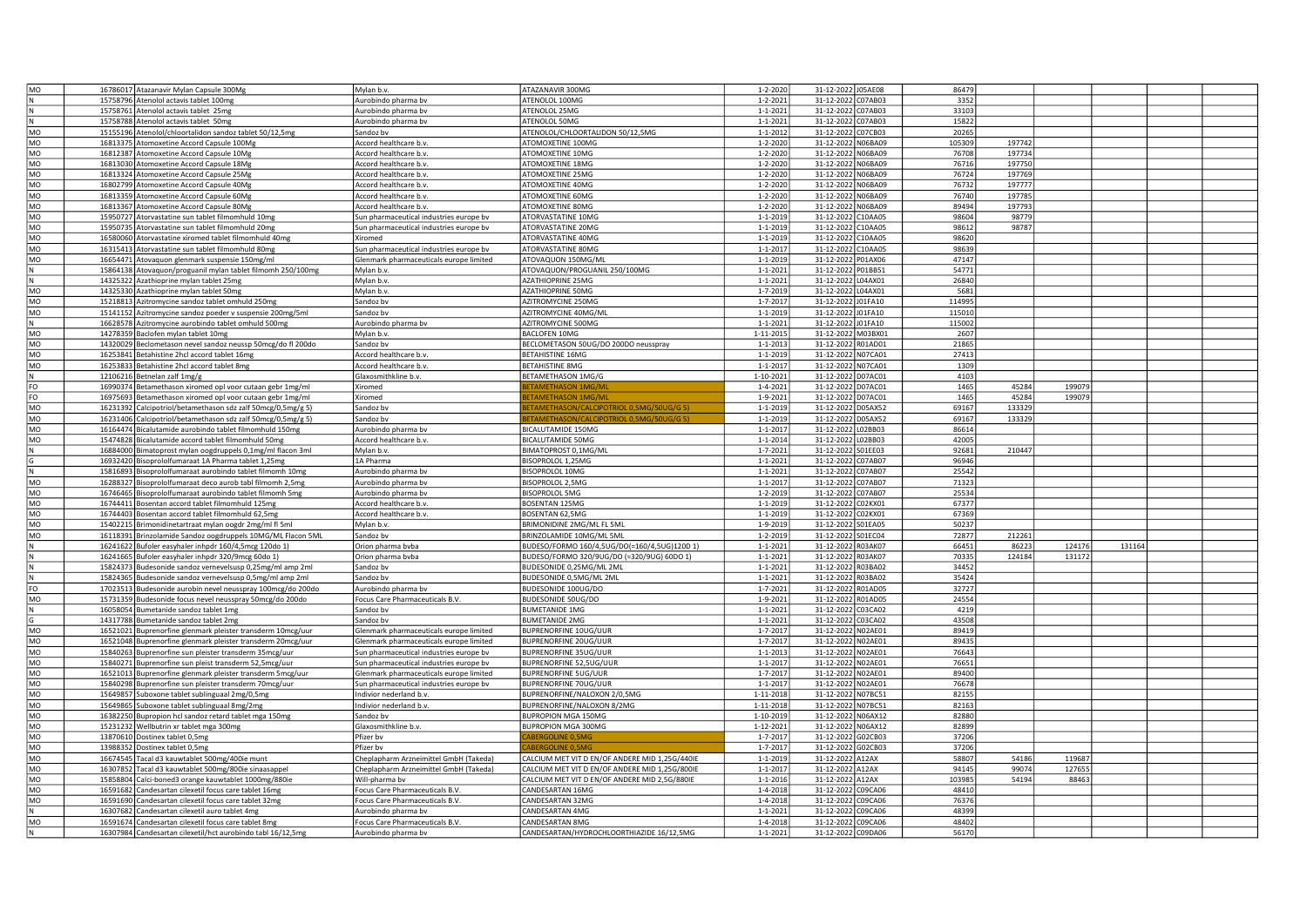| | | | | | | | | | | | | | |
|---|---|---|---|---|---|---|---|---|---|---|---|---|---|
| MO | 16786017 | Atazanavir Mylan Capsule 300Mg | Mylan b.v. | ATAZANAVIR 300MG | 1-2-2020 | 31-12-2022 | J05AE08 | 86479 | | | | | |
| N | 15758796 | Atenolol actavis tablet 100mg | Aurobindo pharma bv | ATENOLOL 100MG | 1-2-2021 | 31-12-2022 | C07AB03 | 3352 | | | | | |
| N | 15758761 | Atenolol actavis tablet 25mg | Aurobindo pharma bv | ATENOLOL 25MG | 1-1-2021 | 31-12-2022 | C07AB03 | 33103 | | | | | |
| N | 15758788 | Atenolol actavis tablet 50mg | Aurobindo pharma bv | ATENOLOL 50MG | 1-1-2021 | 31-12-2022 | C07AB03 | 15822 | | | | | |
| MO | 15155196 | Atenolol/chloortalidon sandoz tablet 50/12,5mg | Sandoz bv | ATENOLOL/CHLOORTALIDON 50/12,5MG | 1-1-2012 | 31-12-2022 | C07CB03 | 20265 | | | | | |
| MO | 16813375 | Atomoxetine Accord Capsule 100Mg | Accord healthcare b.v. | ATOMOXETINE 100MG | 1-2-2020 | 31-12-2022 | N06BA09 | 105309 | 197742 | | | | |
| MO | 16812387 | Atomoxetine Accord Capsule 10Mg | Accord healthcare b.v. | ATOMOXETINE 10MG | 1-2-2020 | 31-12-2022 | N06BA09 | 76708 | 197734 | | | | |
| MO | 16813030 | Atomoxetine Accord Capsule 18Mg | Accord healthcare b.v. | ATOMOXETINE 18MG | 1-2-2020 | 31-12-2022 | N06BA09 | 76716 | 197750 | | | | |
| MO | 16813324 | Atomoxetine Accord Capsule 25Mg | Accord healthcare b.v. | ATOMOXETINE 25MG | 1-2-2020 | 31-12-2022 | N06BA09 | 76724 | 197769 | | | | |
| MO | 16802799 | Atomoxetine Accord Capsule 40Mg | Accord healthcare b.v. | ATOMOXETINE 40MG | 1-2-2020 | 31-12-2022 | N06BA09 | 76732 | 197777 | | | | |
| MO | 16813359 | Atomoxetine Accord Capsule 60Mg | Accord healthcare b.v. | ATOMOXETINE 60MG | 1-2-2020 | 31-12-2022 | N06BA09 | 76740 | 197785 | | | | |
| MO | 16813367 | Atomoxetine Accord Capsule 80Mg | Accord healthcare b.v. | ATOMOXETINE 80MG | 1-2-2020 | 31-12-2022 | N06BA09 | 89494 | 197793 | | | | |
| MO | 15950727 | Atorvastatine sun tablet filmomhuld 10mg | Sun pharmaceutical industries europe bv | ATORVASTATINE 10MG | 1-1-2019 | 31-12-2022 | C10AA05 | 98604 | 98779 | | | | |
| MO | 15950735 | Atorvastatine sun tablet filmomhuld 20mg | Sun pharmaceutical industries europe bv | ATORVASTATINE 20MG | 1-1-2019 | 31-12-2022 | C10AA05 | 98612 | 98787 | | | | |
| MO | 16580060 | Atorvastatine xiromed tablet filmomhuld 40mg | Xiromed | ATORVASTATINE 40MG | 1-1-2019 | 31-12-2022 | C10AA05 | 98620 | | | | | |
| MO | 16315413 | Atorvastatine sun tablet filmomhuld 80mg | Sun pharmaceutical industries europe bv | ATORVASTATINE 80MG | 1-1-2017 | 31-12-2022 | C10AA05 | 98639 | | | | | |
| MO | 16654471 | Atovaquon glenmark suspensie 150mg/ml | Glenmark pharmaceuticals europe limited | ATOVAQUON 150MG/ML | 1-1-2019 | 31-12-2022 | P01AX06 | 47147 | | | | | |
| N | 15864138 | Atovaquon/proguanil mylan tablet filmomh 250/100mg | Mylan b.v. | ATOVAQUON/PROGUANIL 250/100MG | 1-1-2021 | 31-12-2022 | P01BB51 | 54771 | | | | | |
| N | 14325322 | Azathioprine mylan tablet 25mg | Mylan b.v. | AZATHIOPRINE 25MG | 1-1-2021 | 31-12-2022 | L04AX01 | 26840 | | | | | |
| MO | 14325330 | Azathioprine mylan tablet 50mg | Mylan b.v. | AZATHIOPRINE 50MG | 1-7-2019 | 31-12-2022 | L04AX01 | 5681 | | | | | |
| MO | 15218813 | Azitromycine sandoz tablet omhuld 250mg | Sandoz bv | AZITROMYCINE 250MG | 1-7-2017 | 31-12-2022 | J01FA10 | 114995 | | | | | |
| MO | 15141152 | Azitromycine sandoz poeder v suspensie 200mg/5ml | Sandoz bv | AZITROMYCINE 40MG/ML | 1-1-2019 | 31-12-2022 | J01FA10 | 115010 | | | | | |
| N | 16628578 | Azitromycine aurobindo tablet omhuld 500mg | Aurobindo pharma bv | AZITROMYCINE 500MG | 1-1-2021 | 31-12-2022 | J01FA10 | 115002 | | | | | |
| MO | 14278359 | Baclofen mylan tablet 10mg | Mylan b.v. | BACLOFEN 10MG | 1-11-2015 | 31-12-2022 | M03BX01 | 2607 | | | | | |
| MO | 14320029 | Beclometason nevel sandoz neussp 50mcg/do fl 200do | Sandoz bv | BECLOMETASON 50UG/DO 200DO neusspray | 1-1-2013 | 31-12-2022 | R01AD01 | 21865 | | | | | |
| MO | 16253841 | Betahistine 2hcl accord tablet 16mg | Accord healthcare b.v. | BETAHISTINE 16MG | 1-1-2019 | 31-12-2022 | N07CA01 | 27413 | | | | | |
| MO | 16253833 | Betahistine 2hcl accord tablet 8mg | Accord healthcare b.v. | BETAHISTINE 8MG | 1-1-2017 | 31-12-2022 | N07CA01 | 1309 | | | | | |
| N | 12106216 | Betnelan zalf 1mg/g | Glaxosmithkline b.v. | BETAMETHASON 1MG/G | 1-10-2021 | 31-12-2022 | D07AC01 | 4103 | | | | | |
| FO | 16990374 | Betamethason xiromed opl voor cutaan gebr 1mg/ml | Xiromed | BETAMETHASON 1MG/ML | 1-4-2021 | 31-12-2022 | D07AC01 | 1465 | 45284 | 199079 | | | |
| FO | 16975693 | Betamethason xiromed opl voor cutaan gebr 1mg/ml | Xiromed | BETAMETHASON 1MG/ML | 1-9-2021 | 31-12-2022 | D07AC01 | 1465 | 45284 | 199079 | | | |
| MO | 16231392 | Calcipotriol/betamethason sdz zalf 50mcg/0,5mg/g 5) | Sandoz bv | BETAMETHASON/CALCIPOTRIOL 0,5MG/50UG/G 5) | 1-1-2019 | 31-12-2022 | D05AX52 | 69167 | 133329 | | | | |
| MO | 16231406 | Calcipotriol/betamethason sdz zalf 50mcg/0,5mg/g 5) | Sandoz bv | BETAMETHASON/CALCIPOTRIOL 0,5MG/50UG/G 5) | 1-1-2019 | 31-12-2022 | D05AX52 | 69167 | 133329 | | | | |
| MO | 16164474 | Bicalutamide aurobindo tablet filmomhuld 150mg | Aurobindo pharma bv | BICALUTAMIDE 150MG | 1-1-2017 | 31-12-2022 | L02BB03 | 86614 | | | | | |
| MO | 15474828 | Bicalutamide accord tablet filmomhuld 50mg | Accord healthcare b.v. | BICALUTAMIDE 50MG | 1-1-2014 | 31-12-2022 | L02BB03 | 42005 | | | | | |
| N | 16884000 | Bimatoprost mylan oogdruppels 0,1mg/ml flacon 3ml | Mylan b.v. | BIMATOPROST 0,1MG/ML | 1-7-2021 | 31-12-2022 | S01EE03 | 92681 | 210447 | | | | |
| G | 16932420 | Bisoprololfumaraat 1A Pharma tablet 1,25mg | 1A Pharma | BISOPROLOL 1,25MG | 1-1-2021 | 31-12-2022 | C07AB07 | 96946 | | | | | |
| N | 15816893 | Bisoprololfumaraat aurobindo tablet filmomh 10mg | Aurobindo pharma bv | BISOPROLOL 10MG | 1-1-2021 | 31-12-2022 | C07AB07 | 25542 | | | | | |
| MO | 16288327 | Bisoprololfumaraat deco aurob tabl filmomh 2,5mg | Aurobindo pharma bv | BISOPROLOL 2,5MG | 1-1-2017 | 31-12-2022 | C07AB07 | 71323 | | | | | |
| MO | 16746465 | Bisoprololfumaraat aurobindo tablet filmomh 5mg | Aurobindo pharma bv | BISOPROLOL 5MG | 1-2-2019 | 31-12-2022 | C07AB07 | 25534 | | | | | |
| MO | 16744411 | Bosentan accord tablet filmomhuld 125mg | Accord healthcare b.v. | BOSENTAN 125MG | 1-1-2019 | 31-12-2022 | C02KX01 | 67377 | | | | | |
| MO | 16744403 | Bosentan accord tablet filmomhuld 62,5mg | Accord healthcare b.v. | BOSENTAN 62,5MG | 1-1-2019 | 31-12-2022 | C02KX01 | 67369 | | | | | |
| MO | 15402215 | Brimonidinetartraat mylan oogdr 2mg/ml fl 5ml | Mylan b.v. | BRIMONIDINE 2MG/ML FL 5ML | 1-9-2019 | 31-12-2022 | S01EA05 | 50237 | | | | | |
| MO | 16118391 | Brinzolamide Sandoz oogdruppels 10MG/ML Flacon 5ML | Sandoz bv | BRINZOLAMIDE 10MG/ML 5ML | 1-2-2019 | 31-12-2022 | S01EC04 | 72877 | 212261 | | | | |
| N | 16241622 | Bufoler easyhaler inhpdr 160/4,5mcg 120do 1) | Orion pharma bvba | BUDESO/FORMO 160/4,5UG/DO(=160/4,5UG)120D 1) | 1-1-2021 | 31-12-2022 | R03AK07 | 66451 | 86223 | 124176 | 131164 | | |
| N | 16241665 | Bufoler easyhaler inhpdr 320/9mcg 60do 1) | Orion pharma bvba | BUDESO/FORMO 320/9UG/DO (=320/9UG) 60DO 1) | 1-1-2021 | 31-12-2022 | R03AK07 | 70335 | 124184 | 131172 | | | |
| N | 15824373 | Budesonide sandoz vernevelsusp 0,25mg/ml amp 2ml | Sandoz bv | BUDESONIDE 0,25MG/ML 2ML | 1-1-2021 | 31-12-2022 | R03BA02 | 34452 | | | | | |
| N | 15824365 | Budesonide sandoz vernevelsusp 0,5mg/ml amp 2ml | Sandoz bv | BUDESONIDE 0,5MG/ML 2ML | 1-1-2021 | 31-12-2022 | R03BA02 | 35424 | | | | | |
| FO | 17023513 | Budesonide aurobin nevel neusspray 100mcg/do 200do | Aurobindo pharma bv | BUDESONIDE 100UG/DO | 1-7-2021 | 31-12-2022 | R01AD05 | 32727 | | | | | |
| MO | 15731359 | Budesonide focus nevel neusspray 50mcg/do 200do | Focus Care Pharmaceuticals B.V. | BUDESONIDE 50UG/DO | 1-9-2021 | 31-12-2022 | R01AD05 | 24554 | | | | | |
| N | 16058054 | Bumetanide sandoz tablet 1mg | Sandoz bv | BUMETANIDE 1MG | 1-1-2021 | 31-12-2022 | C03CA02 | 4219 | | | | | |
| G | 14317788 | Bumetanide sandoz tablet 2mg | Sandoz bv | BUMETANIDE 2MG | 1-1-2021 | 31-12-2022 | C03CA02 | 43508 | | | | | |
| MO | 16521021 | Buprenorfine glenmark pleister transderm 10mcg/uur | Glenmark pharmaceuticals europe limited | BUPRENORFINE 10UG/UUR | 1-7-2017 | 31-12-2022 | N02AE01 | 89419 | | | | | |
| MO | 16521048 | Buprenorfine glenmark pleister transderm 20mcg/uur | Glenmark pharmaceuticals europe limited | BUPRENORFINE 20UG/UUR | 1-7-2017 | 31-12-2022 | N02AE01 | 89435 | | | | | |
| MO | 15840263 | Buprenorfine sun pleister transderm 35mcg/uur | Sun pharmaceutical industries europe bv | BUPRENORFINE 35UG/UUR | 1-1-2013 | 31-12-2022 | N02AE01 | 76643 | | | | | |
| MO | 15840271 | Buprenorfine sun pleist transderm 52,5mcg/uur | Sun pharmaceutical industries europe bv | BUPRENORFINE 52,5UG/UUR | 1-1-2017 | 31-12-2022 | N02AE01 | 76651 | | | | | |
| MO | 16521013 | Buprenorfine glenmark pleister transderm 5mcg/uur | Glenmark pharmaceuticals europe limited | BUPRENORFINE 5UG/UUR | 1-7-2017 | 31-12-2022 | N02AE01 | 89400 | | | | | |
| MO | 15840298 | Buprenorfine sun pleister transderm 70mcg/uur | Sun pharmaceutical industries europe bv | BUPRENORFINE 70UG/UUR | 1-1-2017 | 31-12-2022 | N02AE01 | 76678 | | | | | |
| MO | 15649857 | Suboxone tablet sublinguaal 2mg/0,5mg | Indivior nederland b.v. | BUPRENORFINE/NALOXON 2/0,5MG | 1-11-2018 | 31-12-2022 | N07BC51 | 82155 | | | | | |
| MO | 15649865 | Suboxone tablet sublinguaal 8mg/2mg | Indivior nederland b.v. | BUPRENORFINE/NALOXON 8/2MG | 1-11-2018 | 31-12-2022 | N07BC51 | 82163 | | | | | |
| MO | 16382250 | Bupropion hcl sandoz retard tablet mga 150mg | Sandoz bv | BUPROPION MGA 150MG | 1-10-2019 | 31-12-2022 | N06AX12 | 82880 | | | | | |
| MO | 15231232 | Wellbutrin xr tablet mga 300mg | Glaxosmithkline b.v. | BUPROPION MGA 300MG | 1-12-2021 | 31-12-2022 | N06AX12 | 82899 | | | | | |
| MO | 13870610 | Dostinex tablet 0,5mg | Pfizer bv | CABERGOLINE 0,5MG | 1-7-2017 | 31-12-2022 | G02CB03 | 37206 | | | | | |
| MO | 13988352 | Dostinex tablet 0,5mg | Pfizer bv | CABERGOLINE 0,5MG | 1-7-2017 | 31-12-2022 | G02CB03 | 37206 | | | | | |
| MO | 16674545 | Tacal d3 kauwtablet 500mg/400ie munt | Cheplapharm Arzneimittel GmbH (Takeda) | CALCIUM MET VIT D EN/OF ANDERE MID 1,25G/440IE | 1-1-2019 | 31-12-2022 | A12AX | 58807 | 54186 | 119687 | | | |
| MO | 16307852 | Tacal d3 kauwtablet 500mg/800ie sinaasappel | Cheplapharm Arzneimittel GmbH (Takeda) | CALCIUM MET VIT D EN/OF ANDERE MID 1,25G/800IE | 1-1-2017 | 31-12-2022 | A12AX | 94145 | 99074 | 127655 | | | |
| MO | 15858804 | Calci-boned3 orange kauwtablet 1000mg/880ie | Will-pharma bv | CALCIUM MET VIT D EN/OF ANDERE MID 2,5G/880IE | 1-1-2016 | 31-12-2022 | A12AX | 103985 | 54194 | 88463 | | | |
| MO | 16591682 | Candesartan cilexetil focus care tablet 16mg | Focus Care Pharmaceuticals B.V. | CANDESARTAN 16MG | 1-4-2018 | 31-12-2022 | C09CA06 | 48410 | | | | | |
| MO | 16591690 | Candesartan cilexetil focus care tablet 32mg | Focus Care Pharmaceuticals B.V. | CANDESARTAN 32MG | 1-4-2018 | 31-12-2022 | C09CA06 | 76376 | | | | | |
| N | 16307682 | Candesartan cilexetil auro tablet 4mg | Aurobindo pharma bv | CANDESARTAN 4MG | 1-1-2021 | 31-12-2022 | C09CA06 | 48399 | | | | | |
| MO | 16591674 | Candesartan cilexetil focus care tablet 8mg | Focus Care Pharmaceuticals B.V. | CANDESARTAN 8MG | 1-4-2018 | 31-12-2022 | C09CA06 | 48402 | | | | | |
| N | 16307984 | Candesartan cilexetil/hct aurobindo tabl 16/12,5mg | Aurobindo pharma bv | CANDESARTAN/HYDROCHLOORTHIAZIDE 16/12,5MG | 1-1-2021 | 31-12-2022 | C09DA06 | 56170 | | | | | |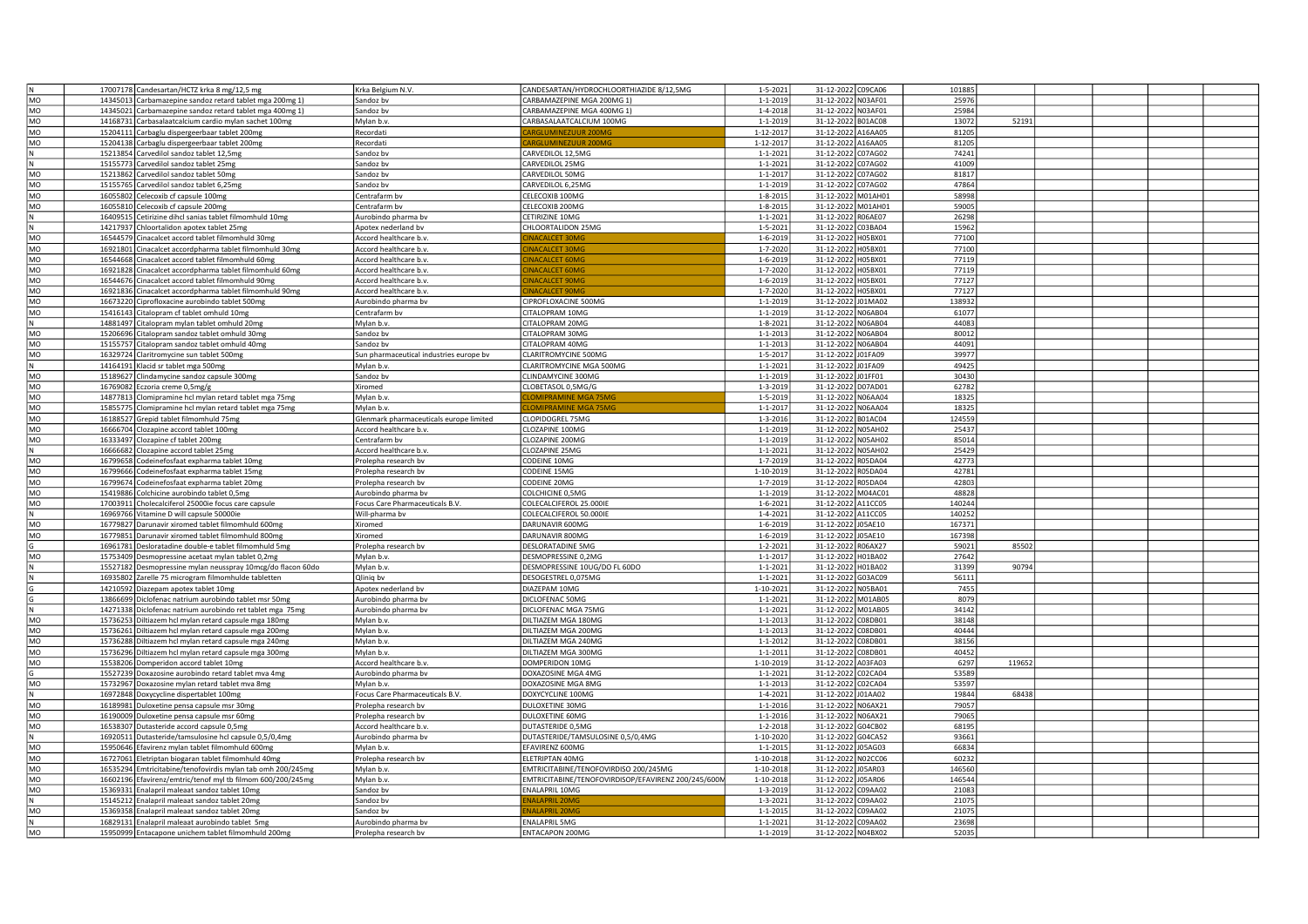| | | | | | | | | | | | | | | |
|---|---|---|---|---|---|---|---|---|---|---|---|---|---|---|
| N | 17007178 | Candesartan/HCTZ krka 8 mg/12,5 mg | Krka Belgium N.V. | CANDESARTAN/HYDROCHLOORTHIAZIDE 8/12,5MG | 1-5-2021 | 31-12-2022 | C09CA06 | 101885 | | | | | | |
| MO | 14345013 | Carbamazepine sandoz retard tablet mga 200mg 1) | Sandoz bv | CARBAMAZEPINE MGA 200MG 1) | 1-1-2019 | 31-12-2022 | N03AF01 | 25976 | | | | | | |
| MO | 14345021 | Carbamazepine sandoz retard tablet mga 400mg 1) | Sandoz bv | CARBAMAZEPINE MGA 400MG 1) | 1-4-2018 | 31-12-2022 | N03AF01 | 25984 | | | | | | |
| MO | 14168731 | Carbasalaatcalcium cardio mylan sachet 100mg | Mylan b.v. | CARBASALAATCALCIUM 100MG | 1-1-2019 | 31-12-2022 | B01AC08 | 13072 | 52191 | | | | | |
| MO | 15204111 | Carbaglu dispergeerbaar tablet 200mg | Recordati | CARGLUMINEZUUR 200MG | 1-12-2017 | 31-12-2022 | A16AA05 | 81205 | | | | | | |
| MO | 15204138 | Carbaglu dispergeerbaar tablet 200mg | Recordati | CARGLUMINEZUUR 200MG | 1-12-2017 | 31-12-2022 | A16AA05 | 81205 | | | | | | |
| N | 15213854 | Carvedilol sandoz tablet 12,5mg | Sandoz bv | CARVEDILOL 12,5MG | 1-1-2021 | 31-12-2022 | C07AG02 | 74241 | | | | | | |
| N | 15155773 | Carvedilol sandoz tablet 25mg | Sandoz bv | CARVEDILOL 25MG | 1-1-2021 | 31-12-2022 | C07AG02 | 41009 | | | | | | |
| MO | 15213862 | Carvedilol sandoz tablet 50mg | Sandoz bv | CARVEDILOL 50MG | 1-1-2017 | 31-12-2022 | C07AG02 | 81817 | | | | | | |
| MO | 15155765 | Carvedilol sandoz tablet 6,25mg | Sandoz bv | CARVEDILOL 6,25MG | 1-1-2019 | 31-12-2022 | C07AG02 | 47864 | | | | | | |
| MO | 16055802 | Celecoxib cf capsule 100mg | Centrafarm bv | CELECOXIB 100MG | 1-8-2015 | 31-12-2022 | M01AH01 | 58998 | | | | | | |
| MO | 16055810 | Celecoxib cf capsule 200mg | Centrafarm bv | CELECOXIB 200MG | 1-8-2015 | 31-12-2022 | M01AH01 | 59005 | | | | | | |
| N | 16409515 | Cetirizine dihcl sanias tablet filmomhuld 10mg | Aurobindo pharma bv | CETIRIZINE 10MG | 1-1-2021 | 31-12-2022 | R06AE07 | 26298 | | | | | | |
| N | 14217937 | Chloortalidon apotex tablet 25mg | Apotex nederland bv | CHLOORTALIDON 25MG | 1-5-2021 | 31-12-2022 | C03BA04 | 15962 | | | | | | |
| MO | 16544579 | Cinacalcet accord tablet filmomhuld 30mg | Accord healthcare b.v. | CINACALCET 30MG | 1-6-2019 | 31-12-2022 | H05BX01 | 77100 | | | | | | |
| MO | 16921801 | Cinacalcet accordpharma tablet filmomhuld 30mg | Accord healthcare b.v. | CINACALCET 30MG | 1-7-2020 | 31-12-2022 | H05BX01 | 77100 | | | | | | |
| MO | 16544668 | Cinacalcet accord tablet filmomhuld 60mg | Accord healthcare b.v. | CINACALCET 60MG | 1-6-2019 | 31-12-2022 | H05BX01 | 77119 | | | | | | |
| MO | 16921828 | Cinacalcet accordpharma tablet filmomhuld 60mg | Accord healthcare b.v. | CINACALCET 60MG | 1-7-2020 | 31-12-2022 | H05BX01 | 77119 | | | | | | |
| MO | 16544676 | Cinacalcet accord tablet filmomhuld 90mg | Accord healthcare b.v. | CINACALCET 90MG | 1-6-2019 | 31-12-2022 | H05BX01 | 77127 | | | | | | |
| MO | 16921836 | Cinacalcet accordpharma tablet filmomhuld 90mg | Accord healthcare b.v. | CINACALCET 90MG | 1-7-2020 | 31-12-2022 | H05BX01 | 77127 | | | | | | |
| MO | 16673220 | Ciprofloxacine aurobindo tablet 500mg | Aurobindo pharma bv | CIPROFLOXACINE 500MG | 1-1-2019 | 31-12-2022 | J01MA02 | 138932 | | | | | | |
| MO | 15416143 | Citalopram cf tablet omhuld 10mg | Centrafarm bv | CITALOPRAM 10MG | 1-1-2019 | 31-12-2022 | N06AB04 | 61077 | | | | | | |
| N | 14881497 | Citalopram mylan tablet omhuld 20mg | Mylan b.v. | CITALOPRAM 20MG | 1-8-2021 | 31-12-2022 | N06AB04 | 44083 | | | | | | |
| MO | 15206696 | Citalopram sandoz tablet omhuld 30mg | Sandoz bv | CITALOPRAM 30MG | 1-1-2013 | 31-12-2022 | N06AB04 | 80012 | | | | | | |
| MO | 15155757 | Citalopram sandoz tablet omhuld 40mg | Sandoz bv | CITALOPRAM 40MG | 1-1-2013 | 31-12-2022 | N06AB04 | 44091 | | | | | | |
| MO | 16329724 | Claritromycine sun tablet 500mg | Sun pharmaceutical industries europe bv | CLARITROMYCINE 500MG | 1-5-2017 | 31-12-2022 | J01FA09 | 39977 | | | | | | |
| N | 14164191 | Klacid sr tablet mga 500mg | Mylan b.v. | CLARITROMYCINE MGA 500MG | 1-1-2021 | 31-12-2022 | J01FA09 | 49425 | | | | | | |
| MO | 15189627 | Clindamycine sandoz capsule 300mg | Sandoz bv | CLINDAMYCINE 300MG | 1-1-2019 | 31-12-2022 | J01FF01 | 30430 | | | | | | |
| MO | 16769082 | Eczoria creme 0,5mg/g | Xiromed | CLOBETASOL 0,5MG/G | 1-3-2019 | 31-12-2022 | D07AD01 | 62782 | | | | | | |
| MO | 14877813 | Clomipramine hcl mylan retard tablet mga 75mg | Mylan b.v. | CLOMIPRAMINE MGA 75MG | 1-5-2019 | 31-12-2022 | N06AA04 | 18325 | | | | | | |
| MO | 15855775 | Clomipramine hcl mylan retard tablet mga 75mg | Mylan b.v. | CLOMIPRAMINE MGA 75MG | 1-1-2017 | 31-12-2022 | N06AA04 | 18325 | | | | | | |
| MO | 16188527 | Grepid tablet filmomhuld 75mg | Glenmark pharmaceuticals europe limited | CLOPIDOGREL 75MG | 1-3-2016 | 31-12-2022 | B01AC04 | 124559 | | | | | | |
| MO | 16666704 | Clozapine accord tablet 100mg | Accord healthcare b.v. | CLOZAPINE 100MG | 1-1-2019 | 31-12-2022 | N05AH02 | 25437 | | | | | | |
| MO | 16333497 | Clozapine cf tablet 200mg | Centrafarm bv | CLOZAPINE 200MG | 1-1-2019 | 31-12-2022 | N05AH02 | 85014 | | | | | | |
| N | 16666682 | Clozapine accord tablet 25mg | Accord healthcare b.v. | CLOZAPINE 25MG | 1-1-2021 | 31-12-2022 | N05AH02 | 25429 | | | | | | |
| MO | 16799658 | Codeinefosfaat expharma tablet 10mg | Prolepha research bv | CODEINE 10MG | 1-7-2019 | 31-12-2022 | R05DA04 | 42773 | | | | | | |
| MO | 16799666 | Codeinefosfaat expharma tablet 15mg | Prolepha research bv | CODEINE 15MG | 1-10-2019 | 31-12-2022 | R05DA04 | 42781 | | | | | | |
| MO | 16799674 | Codeinefosfaat expharma tablet 20mg | Prolepha research bv | CODEINE 20MG | 1-7-2019 | 31-12-2022 | R05DA04 | 42803 | | | | | | |
| MO | 15419886 | Colchicine aurobindo tablet 0,5mg | Aurobindo pharma bv | COLCHICINE 0,5MG | 1-1-2019 | 31-12-2022 | M04AC01 | 48828 | | | | | | |
| MO | 17003911 | Cholecalciferol 25000ie focus care capsule | Focus Care Pharmaceuticals B.V. | COLECALCIFEROL 25.000IE | 1-6-2021 | 31-12-2022 | A11CC05 | 140244 | | | | | | |
| N | 16969766 | Vitamine D will capsule 50000ie | Will-pharma bv | COLECALCIFEROL 50.000IE | 1-4-2021 | 31-12-2022 | A11CC05 | 140252 | | | | | | |
| MO | 16779827 | Darunavir xiromed tablet filmomhuld 600mg | Xiromed | DARUNAVIR 600MG | 1-6-2019 | 31-12-2022 | J05AE10 | 167371 | | | | | | |
| MO | 16779851 | Darunavir xiromed tablet filmomhuld 800mg | Xiromed | DARUNAVIR 800MG | 1-6-2019 | 31-12-2022 | J05AE10 | 167398 | | | | | | |
| G | 16961781 | Desloratadine double-e tablet filmomhuld 5mg | Prolepha research bv | DESLORATADINE 5MG | 1-2-2021 | 31-12-2022 | R06AX27 | 59021 | 85502 | | | | | |
| MO | 15753409 | Desmopressine acetaat mylan tablet 0,2mg | Mylan b.v. | DESMOPRESSINE 0,2MG | 1-1-2017 | 31-12-2022 | H01BA02 | 27642 | | | | | | |
| N | 15527182 | Desmopressine mylan neusspray 10mcg/do flacon 60do | Mylan b.v. | DESMOPRESSINE 10UG/DO FL 60DO | 1-1-2021 | 31-12-2022 | H01BA02 | 31399 | 90794 | | | | | |
| N | 16935802 | Zarelle 75 microgram filmomhulde tabletten | Qliniq bv | DESOGESTREL 0,075MG | 1-1-2021 | 31-12-2022 | G03AC09 | 56111 | | | | | | |
| G | 14210592 | Diazepam apotex tablet 10mg | Apotex nederland bv | DIAZEPAM 10MG | 1-10-2021 | 31-12-2022 | N05BA01 | 7455 | | | | | | |
| G | 13866699 | Diclofenac natrium aurobindo tablet msr 50mg | Aurobindo pharma bv | DICLOFENAC 50MG | 1-1-2021 | 31-12-2022 | M01AB05 | 8079 | | | | | | |
| N | 14271338 | Diclofenac natrium aurobindo ret tablet mga 75mg | Aurobindo pharma bv | DICLOFENAC MGA 75MG | 1-1-2021 | 31-12-2022 | M01AB05 | 34142 | | | | | | |
| MO | 15736253 | Diltiazem hcl mylan retard capsule mga 180mg | Mylan b.v. | DILTIAZEM MGA 180MG | 1-1-2013 | 31-12-2022 | C08DB01 | 38148 | | | | | | |
| MO | 15736261 | Diltiazem hcl mylan retard capsule mga 200mg | Mylan b.v. | DILTIAZEM MGA 200MG | 1-1-2013 | 31-12-2022 | C08DB01 | 40444 | | | | | | |
| MO | 15736288 | Diltiazem hcl mylan retard capsule mga 240mg | Mylan b.v. | DILTIAZEM MGA 240MG | 1-1-2012 | 31-12-2022 | C08DB01 | 38156 | | | | | | |
| MO | 15736296 | Diltiazem hcl mylan retard capsule mga 300mg | Mylan b.v. | DILTIAZEM MGA 300MG | 1-1-2011 | 31-12-2022 | C08DB01 | 40452 | | | | | | |
| MO | 15538206 | Domperidon accord tablet 10mg | Accord healthcare b.v. | DOMPERIDON 10MG | 1-10-2019 | 31-12-2022 | A03FA03 | 6297 | 119652 | | | | | |
| G | 15527239 | Doxazosine aurobindo retard tablet mva 4mg | Aurobindo pharma bv | DOXAZOSINE MGA 4MG | 1-1-2021 | 31-12-2022 | C02CA04 | 53589 | | | | | | |
| MO | 15732967 | Doxazosine mylan retard tablet mva 8mg | Mylan b.v. | DOXAZOSINE MGA 8MG | 1-1-2013 | 31-12-2022 | C02CA04 | 53597 | | | | | | |
| N | 16972848 | Doxycycline disperstablet 100mg | Focus Care Pharmaceuticals B.V. | DOXYCYCLINE 100MG | 1-4-2021 | 31-12-2022 | J01AA02 | 19844 | 68438 | | | | | |
| MO | 16189981 | Duloxetine pensa capsule msr 30mg | Prolepha research bv | DULOXETINE 30MG | 1-1-2016 | 31-12-2022 | N06AX21 | 79057 | | | | | | |
| MO | 16190009 | Duloxetine pensa capsule msr 60mg | Prolepha research bv | DULOXETINE 60MG | 1-1-2016 | 31-12-2022 | N06AX21 | 79065 | | | | | | |
| MO | 16538307 | Dutasteride accord capsule 0,5mg | Accord healthcare b.v. | DUTASTERIDE 0,5MG | 1-2-2018 | 31-12-2022 | G04CB02 | 68195 | | | | | | |
| N | 16920511 | Dutasteride/tamsulosine hcl capsule 0,5/0,4mg | Aurobindo pharma bv | DUTASTERIDE/TAMSULOSINE 0,5/0,4MG | 1-10-2020 | 31-12-2022 | G04CA52 | 93661 | | | | | | |
| MO | 15950646 | Efavirenz mylan tablet filmomhuld 600mg | Mylan b.v. | EFAVIRENZ 600MG | 1-1-2015 | 31-12-2022 | J05AG03 | 66834 | | | | | | |
| MO | 16727061 | Eletriptan biogaran tablet filmomhuld 40mg | Prolepha research bv | ELETRIPTAN 40MG | 1-10-2018 | 31-12-2022 | N02CC06 | 60232 | | | | | | |
| MO | 16535294 | Emtricitabine/tenofovirdis mylan tab omh 200/245mg | Mylan b.v. | EMTRICITABINE/TENOFOVIRDISO 200/245MG | 1-10-2018 | 31-12-2022 | J05AR03 | 146560 | | | | | | |
| MO | 16602196 | Efavirenz/emtric/tenof myl tb filmom 600/200/245mg | Mylan b.v. | EMTRICITABINE/TENOFOVIRDISOP/EFAVIRENZ 200/245/600M | 1-10-2018 | 31-12-2022 | J05AR06 | 146544 | | | | | | |
| MO | 15369331 | Enalapril maleaat sandoz tablet 10mg | Sandoz bv | ENALAPRIL 10MG | 1-3-2019 | 31-12-2022 | C09AA02 | 21083 | | | | | | |
| N | 15145212 | Enalapril maleaat sandoz tablet 20mg | Sandoz bv | ENALAPRIL 20MG | 1-3-2021 | 31-12-2022 | C09AA02 | 21075 | | | | | | |
| MO | 15369358 | Enalapril maleaat sandoz tablet 20mg | Sandoz bv | ENALAPRIL 20MG | 1-1-2015 | 31-12-2022 | C09AA02 | 21075 | | | | | | |
| N | 16829131 | Enalapril maleaat aurobindo tablet 5mg | Aurobindo pharma bv | ENALAPRIL 5MG | 1-1-2021 | 31-12-2022 | C09AA02 | 23698 | | | | | | |
| MO | 15950999 | Entacapone unichem tablet filmomhuld 200mg | Prolepha research bv | ENTACAPON 200MG | 1-1-2019 | 31-12-2022 | N04BX02 | 52035 | | | | | | |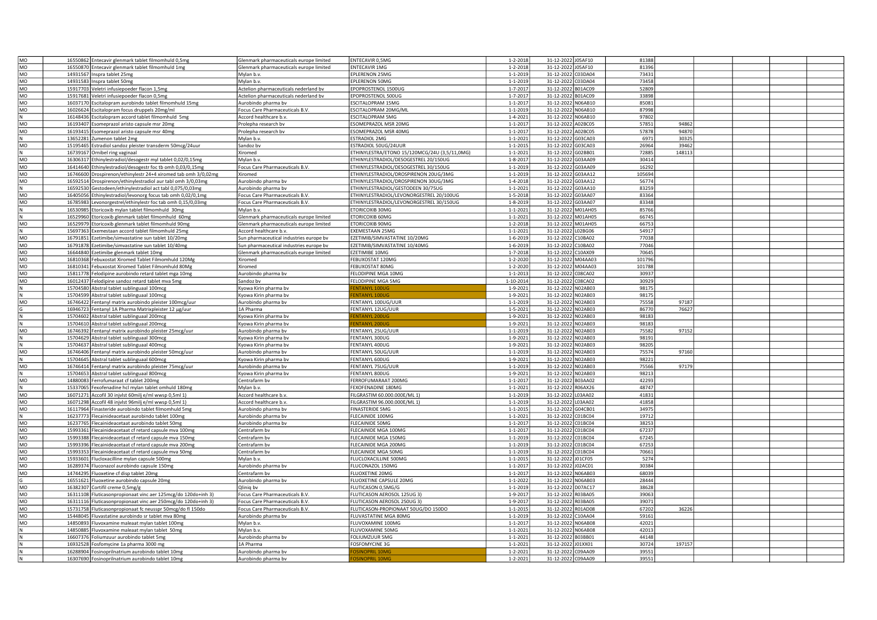| | | | | | | | | | | | | | |
|---|---|---|---|---|---|---|---|---|---|---|---|---|---|
| MO | 16550862 | Entecavir glenmark tablet filmomhuld 0,5mg | Glenmark pharmaceuticals europe limited | ENTECAVIR 0,5MG | 1-2-2018 | 31-12-2022 | J05AF10 | 81388 | | | | | |
| MO | 16550870 | Entecavir glenmark tablet filmomhuld 1mg | Glenmark pharmaceuticals europe limited | ENTECAVIR 1MG | 1-2-2018 | 31-12-2022 | J05AF10 | 81396 | | | | | |
| MO | 14931567 | Inspra tablet 25mg | Mylan b.v. | EPLERENON 25MG | 1-1-2019 | 31-12-2022 | C03DA04 | 73431 | | | | | |
| MO | 14931583 | Inspra tablet 50mg | Mylan b.v. | EPLERENON 50MG | 1-1-2019 | 31-12-2022 | C03DA04 | 73458 | | | | | |
| MO | 15917703 | Veletri infusiepoeder flacon 1,5mg | Actelion pharmaceuticals nederland bv | EPOPROSTENOL 1500UG | 1-7-2017 | 31-12-2022 | B01AC09 | 52809 | | | | | |
| MO | 15917681 | Veletri infusiepoeder flacon 0,5mg | Actelion pharmaceuticals nederland bv | EPOPROSTENOL 500UG | 1-7-2017 | 31-12-2022 | B01AC09 | 33898 | | | | | |
| MO | 16037170 | Escitalopram aurobindo tablet filmomhuld 15mg | Aurobindo pharma bv | ESCITALOPRAM 15MG | 1-1-2017 | 31-12-2022 | N06AB10 | 85081 | | | | | |
| MO | 16026624 | Escitalopram focus druppels 20mg/ml | Focus Care Pharmaceuticals B.V. | ESCITALOPRAM 20MG/ML | 1-1-2019 | 31-12-2022 | N06AB10 | 87998 | | | | | |
| N | 16148436 | Escitalopram accord tablet filmomhuld 5mg | Accord healthcare b.v. | ESCITALOPRAM 5MG | 1-4-2021 | 31-12-2022 | N06AB10 | 97802 | | | | | |
| MO | 16193407 | Esomeprazol aristo capsule msr 20mg | Prolepha research bv | ESOMEPRAZOL MSR 20MG | 1-1-2017 | 31-12-2022 | A02BC05 | 57851 | 94862 | | | | |
| MO | 16193415 | Esomeprazol aristo capsule msr 40mg | Prolepha research bv | ESOMEPRAZOL MSR 40MG | 1-1-2017 | 31-12-2022 | A02BC05 | 57878 | 94870 | | | | |
| N | 13652281 | Zumenon tablet 2mg | Mylan b.v. | ESTRADIOL 2MG | 1-1-2021 | 31-12-2022 | G03CA03 | 6971 | 30325 | | | | |
| MO | 15195465 | Estradiol sandoz pleister transderm 50mcg/24uur | Sandoz bv | ESTRADIOL 50UG/24UUR | 1-1-2015 | 31-12-2022 | G03CA03 | 26964 | 39462 | | | | |
| N | 16739167 | Ornibel ring vaginaal | Xiromed | ETHINYLESTRA/ETONO 15/120MCG/24U (3,5/11,0MG) | 1-1-2021 | 31-12-2022 | G02BB01 | 72885 | 148113 | | | | |
| MO | 16306317 | Ethinylestradiol/desogestr myl tablet 0,02/0,15mg | Mylan b.v. | ETHINYLESTRADIOL/DESOGESTREL 20/150UG | 1-8-2017 | 31-12-2022 | G03AA09 | 30414 | | | | | |
| MO | 16414640 | Ethinylestradiol/desogestr foc tb omh 0,03/0,15mg | Focus Care Pharmaceuticals B.V. | ETHINYLESTRADIOL/DESOGESTREL 30/150UG | 1-1-2019 | 31-12-2022 | G03AA09 | 16292 | | | | | |
| MO | 16746600 | Drospirenon/ethinylestr 24+4 xiromed tab omh 3/0,02mg | Xiromed | ETHINYLESTRADIOL/DROSPIRENON 20UG/3MG | 1-1-2019 | 31-12-2022 | G03AA12 | 105694 | | | | | |
| MO | 16592514 | Drospirenon/ethinylestradiol aur tabl omh 3/0,03mg | Aurobindo pharma bv | ETHINYLESTRADIOL/DROSPIRENON 30UG/3MG | 1-4-2018 | 31-12-2022 | G03AA12 | 56774 | | | | | |
| N | 16592530 | Gestodeen/ethinylestradiol act tabl 0,075/0,03mg | Aurobindo pharma bv | ETHINYLESTRADIOL/GESTODEEN 30/75UG | 1-1-2021 | 31-12-2022 | G03AA10 | 83259 | | | | | |
| MO | 16405056 | Ethinylestradiol/levonorg focus tab omh 0,02/0,1mg | Focus Care Pharmaceuticals B.V. | ETHINYLESTRADIOL/LEVONORGESTREL 20/100UG | 1-5-2018 | 31-12-2022 | G03AA07 | 83364 | | | | | |
| MO | 16785983 | Levonorgestrel/ethinylestr foc tab omh 0,15/0,03mg | Focus Care Pharmaceuticals B.V. | ETHINYLESTRADIOL/LEVONORGESTREL 30/150UG | 1-8-2019 | 31-12-2022 | G03AA07 | 83348 | | | | | |
| N | 16530985 | Etoricoxib mylan tablet filmomhuld 30mg | Mylan b.v. | ETORICOXIB 30MG | 1-1-2021 | 31-12-2022 | M01AH05 | 85766 | | | | | |
| N | 16529960 | Etoricoxib glenmark tablet filmomhuld 60mg | Glenmark pharmaceuticals europe limited | ETORICOXIB 60MG | 1-1-2021 | 31-12-2022 | M01AH05 | 66745 | | | | | |
| MO | 16529979 | Etoricoxib glenmark tablet filmomhuld 90mg | Glenmark pharmaceuticals europe limited | ETORICOXIB 90MG | 1-2-2018 | 31-12-2022 | M01AH05 | 66753 | | | | | |
| N | 15697363 | Exemestaan accord tablet filmomhuld 25mg | Accord healthcare b.v. | EXEMESTAAN 25MG | 1-1-2021 | 31-12-2022 | L02BG06 | 54917 | | | | | |
| MO | 16791851 | Ezetimibe/simvastatine sun tablet 10/20mg | Sun pharmaceutical industries europe bv | EZETIMIB/SIMVASTATINE 10/20MG | 1-6-2019 | 31-12-2022 | C10BA02 | 77038 | | | | | |
| MO | 16791878 | Ezetimibe/simvastatine sun tablet 10/40mg | Sun pharmaceutical industries europe bv | EZETIMIB/SIMVASTATINE 10/40MG | 1-6-2019 | 31-12-2022 | C10BA02 | 77046 | | | | | |
| MO | 16644840 | Ezetimibe glenmark tablet 10mg | Glenmark pharmaceuticals europe limited | EZETIMIBE 10MG | 1-7-2018 | 31-12-2022 | C10AX09 | 70645 | | | | | |
| MO | 16810368 | Febuxostat Xiromed Tablet Filmomhuld 120Mg | Xiromed | FEBUXOSTAT 120MG | 1-2-2020 | 31-12-2022 | M04AA03 | 101796 | | | | | |
| MO | 16810341 | Febuxostat Xiromed Tablet Filmomhuld 80Mg | Xiromed | FEBUXOSTAT 80MG | 1-2-2020 | 31-12-2022 | M04AA03 | 101788 | | | | | |
| MO | 15811778 | Felodipine aurobindo retard tablet mga 10mg | Aurobindo pharma bv | FELODIPINE MGA 10MG | 1-1-2013 | 31-12-2022 | C08CA02 | 30937 | | | | | |
| MO | 16012437 | Felodipine sandoz retard tablet mva 5mg | Sandoz bv | FELODIPINE MGA 5MG | 1-10-2014 | 31-12-2022 | C08CA02 | 30929 | | | | | |
| N | 15704580 | Abstral tablet sublinguaal 100mcg | Kyowa Kirin pharma bv | FENTANYL 100UG | 1-9-2021 | 31-12-2022 | N02AB03 | 98175 | | | | | |
| N | 15704599 | Abstral tablet sublinguaal 100mcg | Kyowa Kirin pharma bv | FENTANYL 100UG | 1-9-2021 | 31-12-2022 | N02AB03 | 98175 | | | | | |
| MO | 16746422 | Fentanyl matrix aurobindo pleister 100mcg/uur | Aurobindo pharma bv | FENTANYL 100UG/UUR | 1-1-2019 | 31-12-2022 | N02AB03 | 75558 | 97187 | | | | |
| G | 16946723 | Fentanyl 1A Pharma Matrixpleister 12 µg/uur | 1A Pharma | FENTANYL 12UG/UUR | 1-5-2021 | 31-12-2022 | N02AB03 | 86770 | 76627 | | | | |
| N | 15704602 | Abstral tablet sublinguaal 200mcg | Kyowa Kirin pharma bv | FENTANYL 200UG | 1-9-2021 | 31-12-2022 | N02AB03 | 98183 | | | | | |
| N | 15704610 | Abstral tablet sublinguaal 200mcg | Kyowa Kirin pharma bv | FENTANYL 200UG | 1-9-2021 | 31-12-2022 | N02AB03 | 98183 | | | | | |
| MO | 16746392 | Fentanyl matrix aurobindo pleister 25mcg/uur | Aurobindo pharma bv | FENTANYL 25UG/UUR | 1-1-2019 | 31-12-2022 | N02AB03 | 75582 | 97152 | | | | |
| N | 15704629 | Abstral tablet sublinguaal 300mcg | Kyowa Kirin pharma bv | FENTANYL 300UG | 1-9-2021 | 31-12-2022 | N02AB03 | 98191 | | | | | |
| N | 15704637 | Abstral tablet sublinguaal 400mcg | Kyowa Kirin pharma bv | FENTANYL 400UG | 1-9-2021 | 31-12-2022 | N02AB03 | 98205 | | | | | |
| MO | 16746406 | Fentanyl matrix aurobindo pleister 50mcg/uur | Aurobindo pharma bv | FENTANYL 50UG/UUR | 1-1-2019 | 31-12-2022 | N02AB03 | 75574 | 97160 | | | | |
| N | 15704645 | Abstral tablet sublinguaal 600mcg | Kyowa Kirin pharma bv | FENTANYL 600UG | 1-9-2021 | 31-12-2022 | N02AB03 | 98221 | | | | | |
| MO | 16746414 | Fentanyl matrix aurobindo pleister 75mcg/uur | Aurobindo pharma bv | FENTANYL 75UG/UUR | 1-1-2019 | 31-12-2022 | N02AB03 | 75566 | 97179 | | | | |
| N | 15704653 | Abstral tablet sublinguaal 800mcg | Kyowa Kirin pharma bv | FENTANYL 800UG | 1-9-2021 | 31-12-2022 | N02AB03 | 98213 | | | | | |
| MO | 14880083 | Ferrofumaraat cf tablet 200mg | Centrafarm bv | FERROFUMARAAT 200MG | 1-1-2017 | 31-12-2022 | B03AA02 | 42293 | | | | | |
| N | 15337065 | Fexofenadine hcl mylan tablet omhuld 180mg | Mylan b.v. | FEXOFENADINE 180MG | 1-1-2021 | 31-12-2022 | R06AX26 | 48747 | | | | | |
| MO | 16071271 | Accofil 30 injvlst 60milj e/ml wwsp 0,5ml 1) | Accord healthcare b.v. | FILGRASTIM 60.000.000E/ML 1) | 1-1-2019 | 31-12-2022 | L03AA02 | 41831 | | | | | |
| MO | 16071298 | Accofil 48 injvlst 96milj e/ml wwsp 0,5ml 1) | Accord healthcare b.v. | FILGRASTIM 96.000.000E/ML 1) | 1-1-2019 | 31-12-2022 | L03AA02 | 41858 | | | | | |
| MO | 16117964 | Finasteride aurobindo tablet filmomhuld 5mg | Aurobindo pharma bv | FINASTERIDE 5MG | 1-1-2015 | 31-12-2022 | G04CB01 | 34975 | | | | | |
| N | 16237773 | Flecainideacetaat aurobindo tablet 100mg | Aurobindo pharma bv | FLECAINIDE 100MG | 1-1-2021 | 31-12-2022 | C01BC04 | 19712 | | | | | |
| MO | 16237765 | Flecainideacetaat aurobindo tablet 50mg | Aurobindo pharma bv | FLECAINIDE 50MG | 1-1-2017 | 31-12-2022 | C01BC04 | 38253 | | | | | |
| MO | 15993361 | Flecainideacetaat cf retard capsule mva 100mg | Centrafarm bv | FLECAINIDE MGA 100MG | 1-1-2019 | 31-12-2022 | C01BC04 | 67237 | | | | | |
| MO | 15993388 | Flecainideacetaat cf retard capsule mva 150mg | Centrafarm bv | FLECAINIDE MGA 150MG | 1-1-2019 | 31-12-2022 | C01BC04 | 67245 | | | | | |
| MO | 15993396 | Flecainideacetaat cf retard capsule mva 200mg | Centrafarm bv | FLECAINIDE MGA 200MG | 1-1-2019 | 31-12-2022 | C01BC04 | 67253 | | | | | |
| MO | 15993353 | Flecainideacetaat cf retard capsule mva 50mg | Centrafarm bv | FLECAINIDE MGA 50MG | 1-1-2019 | 31-12-2022 | C01BC04 | 70661 | | | | | |
| MO | 15933601 | Flucloxacilline mylan capsule 500mg | Mylan b.v. | FLUCLOXACILLINE 500MG | 1-1-2015 | 31-12-2022 | J01CF05 | 5274 | | | | | |
| MO | 16289374 | Fluconazol aurobindo capsule 150mg | Aurobindo pharma bv | FLUCONAZOL 150MG | 1-1-2017 | 31-12-2022 | J02AC01 | 30384 | | | | | |
| MO | 14744295 | Fluoxetine cf disp tablet 20mg | Centrafarm bv | FLUOXETINE 20MG | 1-1-2017 | 31-12-2022 | N06AB03 | 68039 | | | | | |
| G | 16551621 | Fluoxetine aurobindo capsule 20mg | Aurobindo pharma bv | FLUOXETINE CAPSULE 20MG | 1-1-2022 | 31-12-2022 | N06AB03 | 28444 | | | | | |
| MO | 16382307 | Cortifil creme 0,5mg/g | Qliniq bv | FLUTICASON 0,5MG/G | 1-1-2019 | 31-12-2022 | D07AC17 | 38628 | | | | | |
| MO | 16311108 | Fluticasonpropionaat vinc aer 125mcg/do 120do+inh 3) | Focus Care Pharmaceuticals B.V. | FLUTICASON AEROSOL 125UG 3) | 1-9-2017 | 31-12-2022 | R03BA05 | 39063 | | | | | |
| MO | 16311116 | Fluticasonpropionaat vinc aer 250mcg/do 120do+inh 3) | Focus Care Pharmaceuticals B.V. | FLUTICASON AEROSOL 250UG 3) | 1-9-2017 | 31-12-2022 | R03BA05 | 39071 | | | | | |
| MO | 15731758 | Fluticasonpropionaat fc neusspr 50mcg/do fl 150do | Focus Care Pharmaceuticals B.V. | FLUTICASON-PROPIONAAT 50UG/DO 150DO | 1-1-2015 | 31-12-2022 | R01AD08 | 67202 | 36226 | | | | |
| MO | 15448045 | Fluvastatine aurobindo sr tablet mva 80mg | Aurobindo pharma bv | FLUVASTATINE MGA 80MG | 1-1-2019 | 31-12-2022 | C10AA04 | 59161 | | | | | |
| MO | 14850893 | Fluvoxamine maleaat mylan tablet 100mg | Mylan b.v. | FLUVOXAMINE 100MG | 1-1-2017 | 31-12-2022 | N06AB08 | 42021 | | | | | |
| N | 14850885 | Fluvoxamine maleaat mylan tablet 50mg | Mylan b.v. | FLUVOXAMINE 50MG | 1-1-2021 | 31-12-2022 | N06AB08 | 42013 | | | | | |
| N | 16607376 | Foliumzuur aurobindo tablet 5mg | Aurobindo pharma bv | FOLIUMZUUR 5MG | 1-1-2021 | 31-12-2022 | B03BB01 | 44148 | | | | | |
| N | 16932528 | Fosfomycine 1a pharma 3000 mg | 1A Pharma | FOSFOMYCINE 3G | 1-1-2021 | 31-12-2022 | J01XX01 | 30724 | 197157 | | | | |
| N | 16288904 | Fosinoprilnatrium aurobindo tablet 10mg | Aurobindo pharma bv | FOSINOPRIL 10MG | 1-2-2021 | 31-12-2022 | C09AA09 | 39551 | | | | | |
| N | 16307690 | Fosinoprilnatrium aurobindo tablet 10mg | Aurobindo pharma bv | FOSINOPRIL 10MG | 1-2-2021 | 31-12-2022 | C09AA09 | 39551 | | | | | |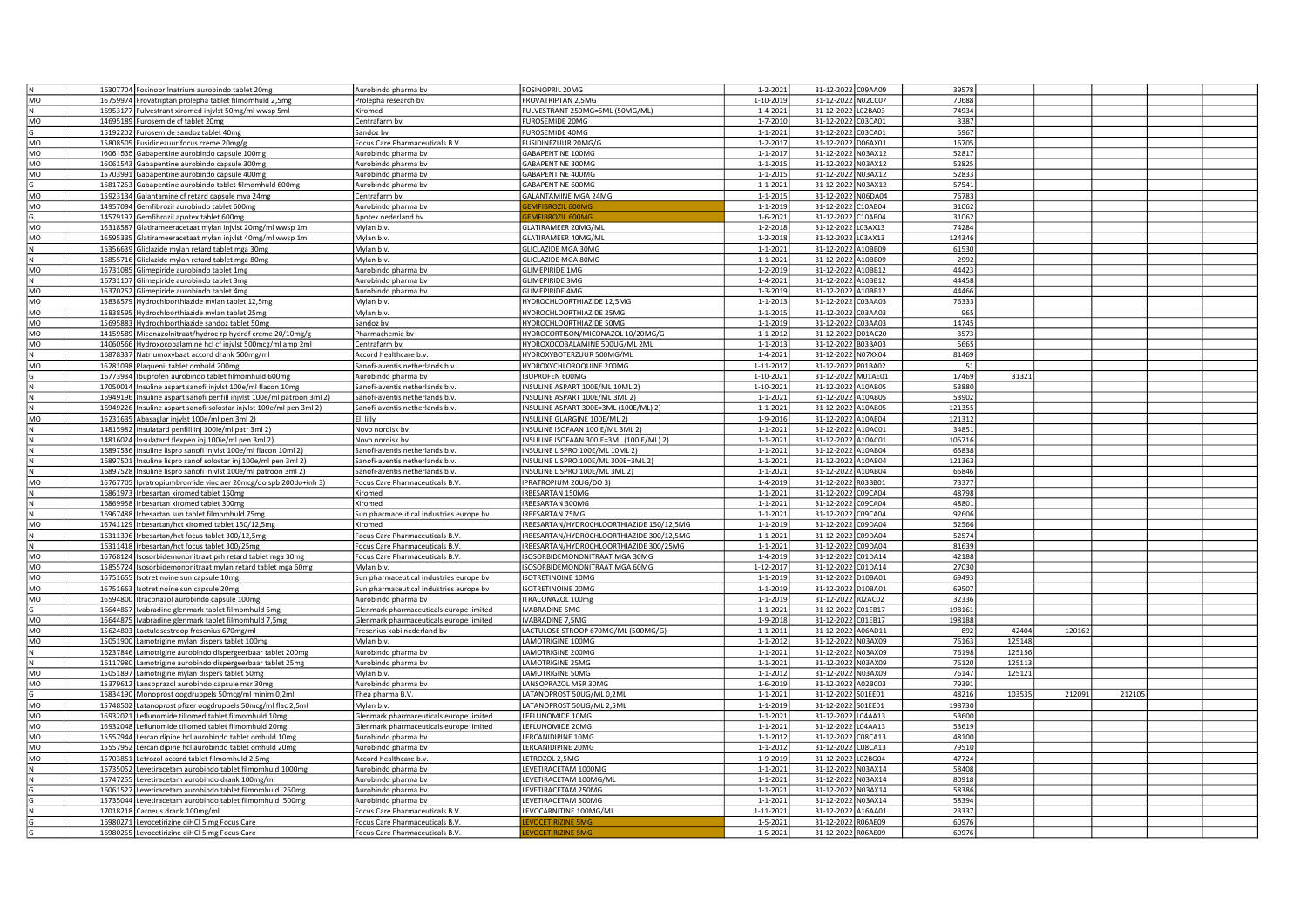| | | | | | | | | | | | | | | |
|---|---|---|---|---|---|---|---|---|---|---|---|---|---|---|
| N | 16307704 | Fosinoprilnatrium aurobindo tablet 20mg | Aurobindo pharma bv | FOSINOPRIL 20MG | 1-2-2021 | 31-12-2022 | C09AA09 | 39578 | | | | | | |
| MO | 16759974 | Frovatriptan prolepha tablet filmomhuld 2,5mg | Prolepha research bv | FROVATRIPTAN 2,5MG | 1-10-2019 | 31-12-2022 | N02CC07 | 70688 | | | | | | |
| N | 16953177 | Fulvestrant xiromed injvlst 50mg/ml wwsp 5ml | Xiromed | FULVESTRANT 250MG=5ML (50MG/ML) | 1-4-2021 | 31-12-2022 | L02BA03 | 74934 | | | | | | |
| MO | 14695189 | Furosemide cf tablet 20mg | Centrafarm bv | FUROSEMIDE 20MG | 1-7-2010 | 31-12-2022 | C03CA01 | 3387 | | | | | | |
| G | 15192202 | Furosemide sandoz tablet 40mg | Sandoz bv | FUROSEMIDE 40MG | 1-1-2021 | 31-12-2022 | C03CA01 | 5967 | | | | | | |
| MO | 15808505 | Fusidinezuur focus creme 20mg/g | Focus Care Pharmaceuticals B.V. | FUSIDINEZUUR 20MG/G | 1-2-2017 | 31-12-2022 | D06AX01 | 16705 | | | | | | |
| MO | 16061535 | Gabapentine aurobindo capsule 100mg | Aurobindo pharma bv | GABAPENTINE 100MG | 1-1-2017 | 31-12-2022 | N03AX12 | 52817 | | | | | | |
| MO | 16061543 | Gabapentine aurobindo capsule 300mg | Aurobindo pharma bv | GABAPENTINE 300MG | 1-1-2015 | 31-12-2022 | N03AX12 | 52825 | | | | | | |
| MO | 15703991 | Gabapentine aurobindo capsule 400mg | Aurobindo pharma bv | GABAPENTINE 400MG | 1-1-2015 | 31-12-2022 | N03AX12 | 52833 | | | | | | |
| G | 15817253 | Gabapentine aurobindo tablet filmomhuld 600mg | Aurobindo pharma bv | GABAPENTINE 600MG | 1-1-2021 | 31-12-2022 | N03AX12 | 57541 | | | | | | |
| MO | 15923134 | Galantamine cf retard capsule mva 24mg | Centrafarm bv | GALANTAMINE MGA 24MG | 1-1-2015 | 31-12-2022 | N06DA04 | 76783 | | | | | | |
| MO | 14957094 | Gemfibrozil aurobindo tablet 600mg | Aurobindo pharma bv | GEMFIBROZIL 600MG | 1-1-2019 | 31-12-2022 | C10AB04 | 31062 | | | | | | |
| G | 14579197 | Gemfibrozil apotex tablet 600mg | Apotex nederland bv | GEMFIBROZIL 600MG | 1-6-2021 | 31-12-2022 | C10AB04 | 31062 | | | | | | |
| MO | 16318587 | Glatirameeracetaat mylan injvlst 20mg/ml wwsp 1ml | Mylan b.v. | GLATIRAMEER 20MG/ML | 1-2-2018 | 31-12-2022 | L03AX13 | 74284 | | | | | | |
| MO | 16595335 | Glatirameeracetaat mylan injvlst 40mg/ml wwsp 1ml | Mylan b.v. | GLATIRAMEER 40MG/ML | 1-2-2018 | 31-12-2022 | L03AX13 | 124346 | | | | | | |
| N | 15356639 | Gliclazide mylan retard tablet mga 30mg | Mylan b.v. | GLICLAZIDE MGA 30MG | 1-1-2021 | 31-12-2022 | A10BB09 | 61530 | | | | | | |
| N | 15855716 | Gliclazide mylan retard tablet mga 80mg | Mylan b.v. | GLICLAZIDE MGA 80MG | 1-1-2021 | 31-12-2022 | A10BB09 | 2992 | | | | | | |
| MO | 16731085 | Glimepiride aurobindo tablet 1mg | Aurobindo pharma bv | GLIMEPIRIDE 1MG | 1-2-2019 | 31-12-2022 | A10BB12 | 44423 | | | | | | |
| N | 16731107 | Glimepiride aurobindo tablet 3mg | Aurobindo pharma bv | GLIMEPIRIDE 3MG | 1-4-2021 | 31-12-2022 | A10BB12 | 44458 | | | | | | |
| MO | 16370252 | Glimepiride aurobindo tablet 4mg | Aurobindo pharma bv | GLIMEPIRIDE 4MG | 1-3-2019 | 31-12-2022 | A10BB12 | 44466 | | | | | | |
| MO | 15838579 | Hydrochloorthiazide mylan tablet 12,5mg | Mylan b.v. | HYDROCHLOORTHIAZIDE 12,5MG | 1-1-2013 | 31-12-2022 | C03AA03 | 76333 | | | | | | |
| MO | 15838595 | Hydrochloorthiazide mylan tablet 25mg | Mylan b.v. | HYDROCHLOORTHIAZIDE 25MG | 1-1-2015 | 31-12-2022 | C03AA03 | 965 | | | | | | |
| MO | 15695883 | Hydrochloorthiazide sandoz tablet 50mg | Sandoz bv | HYDROCHLOORTHIAZIDE 50MG | 1-1-2019 | 31-12-2022 | C03AA03 | 14745 | | | | | | |
| MO | 14159589 | Miconazolnitraat/hydroc rp hydrof creme 20/10mg/g | Pharmachemie bv | HYDROCORTISON/MICONAZOL 10/20MG/G | 1-1-2012 | 31-12-2022 | D01AC20 | 3573 | | | | | | |
| MO | 14060566 | Hydroxocobalamine hcl cf injvlst 500mcg/ml amp 2ml | Centrafarm bv | HYDROXOCOBALAMINE 500UG/ML 2ML | 1-1-2013 | 31-12-2022 | B03BA03 | 5665 | | | | | | |
| N | 16878337 | Natriumoxybaat accord drank 500mg/ml | Accord healthcare b.v. | HYDROXYBOTERZUUR 500MG/ML | 1-4-2021 | 31-12-2022 | N07XX04 | 81469 | | | | | | |
| MO | 16281098 | Plaquenil tablet omhuld 200mg | Sanofi-aventis netherlands b.v. | HYDROXYCHLOROQUINE 200MG | 1-11-2017 | 31-12-2022 | P01BA02 | 51 | | | | | | |
| G | 16773934 | Ibuprofen aurobindo tablet filmomhuld 600mg | Aurobindo pharma bv | IBUPROFEN 600MG | 1-10-2021 | 31-12-2022 | M01AE01 | 17469 | 31321 | | | | | |
| N | 17050014 | Insuline aspart sanofi injvlst 100e/ml flacon 10mg | Sanofi-aventis netherlands b.v. | INSULINE ASPART 100E/ML 10ML 2) | 1-10-2021 | 31-12-2022 | A10AB05 | 53880 | | | | | | |
| N | 16949196 | Insuline aspart sanofi penfill injvlst 100e/ml patroon 3ml 2) | Sanofi-aventis netherlands b.v. | INSULINE ASPART 100E/ML 3ML 2) | 1-1-2021 | 31-12-2022 | A10AB05 | 53902 | | | | | | |
| N | 16949226 | Insuline aspart sanofi solostar injvlst 100e/ml pen 3ml 2) | Sanofi-aventis netherlands b.v. | INSULINE ASPART 300E=3ML (100E/ML) 2) | 1-1-2021 | 31-12-2022 | A10AB05 | 121355 | | | | | | |
| MO | 16231635 | Abasaglar injvlst 100e/ml pen 3ml 2) | Eli lilly | INSULINE GLARGINE 100E/ML 2) | 1-9-2016 | 31-12-2022 | A10AE04 | 121312 | | | | | | |
| N | 14815982 | Insulatard penfill inj 100ie/ml patr 3ml 2) | Novo nordisk bv | INSULINE ISOFAAN 100IE/ML 3ML 2) | 1-1-2021 | 31-12-2022 | A10AC01 | 34851 | | | | | | |
| N | 14816024 | Insulatard flexpen inj 100ie/ml pen 3ml 2) | Novo nordisk bv | INSULINE ISOFAAN 300IE=3ML (100IE/ML) 2) | 1-1-2021 | 31-12-2022 | A10AC01 | 105716 | | | | | | |
| N | 16897536 | Insuline lispro sanofi injvlst 100e/ml flacon 10ml 2) | Sanofi-aventis netherlands b.v. | INSULINE LISPRO 100E/ML 10ML 2) | 1-1-2021 | 31-12-2022 | A10AB04 | 65838 | | | | | | |
| N | 16897501 | Insuline lispro sanof solostar inj 100e/ml pen 3ml 2) | Sanofi-aventis netherlands b.v. | INSULINE LISPRO 100E/ML 300E=3ML 2) | 1-1-2021 | 31-12-2022 | A10AB04 | 121363 | | | | | | |
| N | 16897528 | Insuline lispro sanofi injvlst 100e/ml patroon 3ml 2) | Sanofi-aventis netherlands b.v. | INSULINE LISPRO 100E/ML 3ML 2) | 1-1-2021 | 31-12-2022 | A10AB04 | 65846 | | | | | | |
| MO | 16767705 | Ipratropiumbromide vinc aer 20mcg/do spb 200do+inh 3) | Focus Care Pharmaceuticals B.V. | IPRATROPIUM 20UG/DO 3) | 1-4-2019 | 31-12-2022 | R03BB01 | 73377 | | | | | | |
| N | 16861973 | Irbesartan xiromed tablet 150mg | Xiromed | IRBESARTAN 150MG | 1-1-2021 | 31-12-2022 | C09CA04 | 48798 | | | | | | |
| N | 16869958 | Irbesartan xiromed tablet 300mg | Xiromed | IRBESARTAN 300MG | 1-1-2021 | 31-12-2022 | C09CA04 | 48801 | | | | | | |
| N | 16967488 | Irbesartan sun tablet filmomhuld 75mg | Sun pharmaceutical industries europe bv | IRBESARTAN 75MG | 1-1-2021 | 31-12-2022 | C09CA04 | 92606 | | | | | | |
| MO | 16741129 | Irbesartan/hct xiromed tablet 150/12,5mg | Xiromed | IRBESARTAN/HYDROCHLOORTHIAZIDE 150/12,5MG | 1-1-2019 | 31-12-2022 | C09DA04 | 52566 | | | | | | |
| N | 16311396 | Irbesartan/hct focus tablet 300/12,5mg | Focus Care Pharmaceuticals B.V. | IRBESARTAN/HYDROCHLOORTHIAZIDE 300/12,5MG | 1-1-2021 | 31-12-2022 | C09DA04 | 52574 | | | | | | |
| N | 16311418 | Irbesartan/hct focus tablet 300/25mg | Focus Care Pharmaceuticals B.V. | IRBESARTAN/HYDROCHLOORTHIAZIDE 300/25MG | 1-1-2021 | 31-12-2022 | C09DA04 | 81639 | | | | | | |
| MO | 16768124 | Isosorbidemononitraat prh retard tablet mga 30mg | Focus Care Pharmaceuticals B.V. | ISOSORBIDEMONONITRAAT MGA 30MG | 1-4-2019 | 31-12-2022 | C01DA14 | 42188 | | | | | | |
| MO | 15855724 | Isosorbidemononitraat mylan retard tablet mga 60mg | Mylan b.v. | ISOSORBIDEMONONITRAAT MGA 60MG | 1-12-2017 | 31-12-2022 | C01DA14 | 27030 | | | | | | |
| MO | 16751655 | Isotretinoine sun capsule 10mg | Sun pharmaceutical industries europe bv | ISOTRETINOINE 10MG | 1-1-2019 | 31-12-2022 | D10BA01 | 69493 | | | | | | |
| MO | 16751663 | Isotretinoine sun capsule 20mg | Sun pharmaceutical industries europe bv | ISOTRETINOINE 20MG | 1-1-2019 | 31-12-2022 | D10BA01 | 69507 | | | | | | |
| MO | 16594800 | Itraconazol aurobindo capsule 100mg | Aurobindo pharma bv | ITRACONAZOL 100MG | 1-1-2019 | 31-12-2022 | J02AC02 | 32336 | | | | | | |
| G | 16644867 | Ivabradine glenmark tablet filmomhuld 5mg | Glenmark pharmaceuticals europe limited | IVABRADINE 5MG | 1-1-2021 | 31-12-2022 | C01EB17 | 198161 | | | | | | |
| MO | 16644875 | Ivabradine glenmark tablet filmomhuld 7,5mg | Glenmark pharmaceuticals europe limited | IVABRADINE 7,5MG | 1-9-2018 | 31-12-2022 | C01EB17 | 198188 | | | | | | |
| MO | 15624803 | Lactulosestroop fresenius 670mg/ml | Fresenius kabi nederland bv | LACTULOSE STROOP 670MG/ML (500MG/G) | 1-1-2011 | 31-12-2022 | A06AD11 | 892 | 42404 | 120162 | | | | |
| MO | 15051900 | Lamotrigine mylan dispers tablet 100mg | Mylan b.v. | LAMOTRIGINE 100MG | 1-1-2012 | 31-12-2022 | N03AX09 | 76163 | 125148 | | | | | |
| N | 16237846 | Lamotrigine aurobindo dispergeerbaar tablet 200mg | Aurobindo pharma bv | LAMOTRIGINE 200MG | 1-1-2021 | 31-12-2022 | N03AX09 | 76198 | 125156 | | | | | |
| N | 16117980 | Lamotrigine aurobindo dispergeerbaar tablet 25mg | Aurobindo pharma bv | LAMOTRIGINE 25MG | 1-1-2021 | 31-12-2022 | N03AX09 | 76120 | 125113 | | | | | |
| MO | 15051897 | Lamotrigine mylan dispers tablet 50mg | Mylan b.v. | LAMOTRIGINE 50MG | 1-1-2012 | 31-12-2022 | N03AX09 | 76147 | 125121 | | | | | |
| MO | 15379612 | Lansoprazol aurobindo capsule msr 30mg | Aurobindo pharma bv | LANSOPRAZOL MSR 30MG | 1-6-2019 | 31-12-2022 | A02BC03 | 79391 | | | | | | |
| G | 15834190 | Monoprost oogdruppels 50mcg/ml minim 0,2ml | Thea pharma B.V. | LATANOPROST 50UG/ML 0,2ML | 1-1-2021 | 31-12-2022 | S01EE01 | 48216 | 103535 | 212091 | 212105 | | | |
| MO | 15748502 | Latanoprost pfizer oogdruppels 50mcg/ml flac 2,5ml | Mylan b.v. | LATANOPROST 50UG/ML 2,5ML | 1-1-2019 | 31-12-2022 | S01EE01 | 198730 | | | | | | |
| MO | 16932021 | Leflunomide tillomed tablet filmomhuld 10mg | Glenmark pharmaceuticals europe limited | LEFLUNOMIDE 10MG | 1-1-2021 | 31-12-2022 | L04AA13 | 53600 | | | | | | |
| MO | 16932048 | Leflunomide tillomed tablet filmomhuld 20mg | Glenmark pharmaceuticals europe limited | LEFLUNOMIDE 20MG | 1-1-2021 | 31-12-2022 | L04AA13 | 53619 | | | | | | |
| MO | 15557944 | Lercanidipine hcl aurobindo tablet omhuld 10mg | Aurobindo pharma bv | LERCANIDIPINE 10MG | 1-1-2012 | 31-12-2022 | C08CA13 | 48100 | | | | | | |
| MO | 15557952 | Lercanidipine hcl aurobindo tablet omhuld 20mg | Aurobindo pharma bv | LERCANIDIPINE 20MG | 1-1-2012 | 31-12-2022 | C08CA13 | 79510 | | | | | | |
| MO | 15703851 | Letrozol accord tablet filmomhuld 2,5mg | Accord healthcare b.v. | LETROZOL 2,5MG | 1-9-2019 | 31-12-2022 | L02BG04 | 47724 | | | | | | |
| N | 15735052 | Levetiracetam aurobindo tablet filmomhuld 1000mg | Aurobindo pharma bv | LEVETIRACETAM 1000MG | 1-1-2021 | 31-12-2022 | N03AX14 | 58408 | | | | | | |
| N | 15747255 | Levetiracetam aurobindo drank 100mg/ml | Aurobindo pharma bv | LEVETIRACETAM 100MG/ML | 1-1-2021 | 31-12-2022 | N03AX14 | 80918 | | | | | | |
| G | 16061527 | Levetiracetam aurobindo tablet filmomhuld 250mg | Aurobindo pharma bv | LEVETIRACETAM 250MG | 1-1-2021 | 31-12-2022 | N03AX14 | 58386 | | | | | | |
| G | 15735044 | Levetiracetam aurobindo tablet filmomhuld 500mg | Aurobindo pharma bv | LEVETIRACETAM 500MG | 1-1-2021 | 31-12-2022 | N03AX14 | 58394 | | | | | | |
| N | 17018218 | Carneus drank 100mg/ml | Focus Care Pharmaceuticals B.V. | LEVOCARNITINE 100MG/ML | 1-11-2021 | 31-12-2022 | A16AA01 | 23337 | | | | | | |
| G | 16980271 | Levocetirizine diHCl 5 mg Focus Care | Focus Care Pharmaceuticals B.V. | LEVOCETIRIZINE 5MG | 1-5-2021 | 31-12-2022 | R06AE09 | 60976 | | | | | | |
| G | 16980255 | Levocetirizine diHCl 5 mg Focus Care | Focus Care Pharmaceuticals B.V. | LEVOCETIRIZINE 5MG | 1-5-2021 | 31-12-2022 | R06AE09 | 60976 | | | | | | |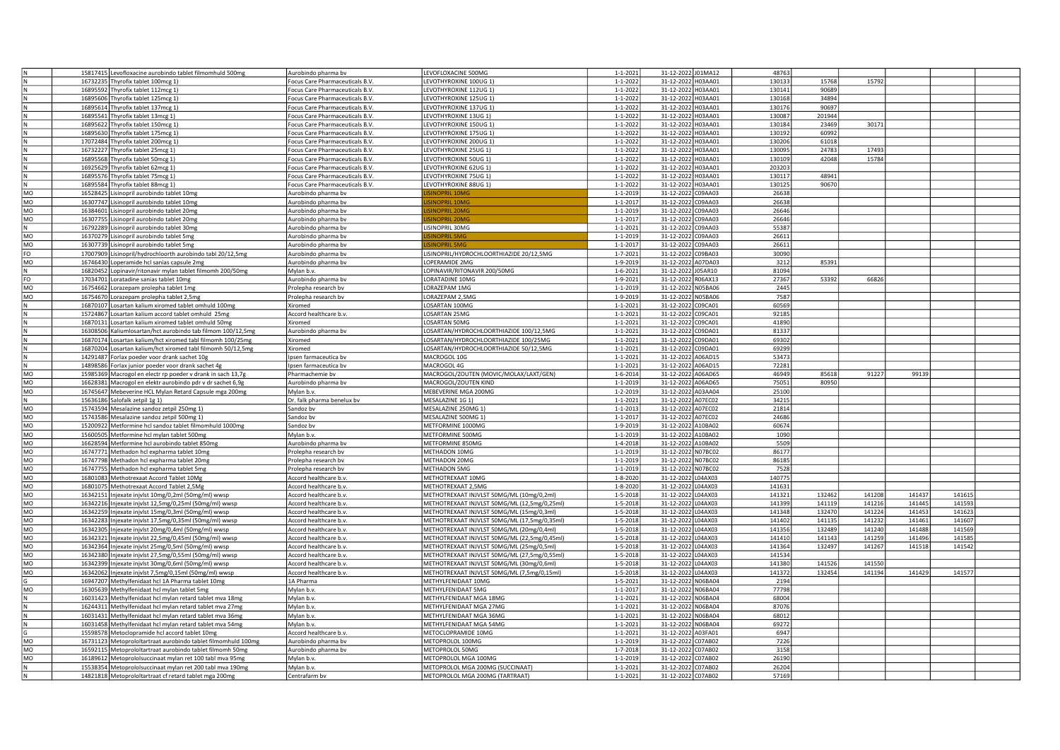| | | | | | | | | | | | | | |
|---|---|---|---|---|---|---|---|---|---|---|---|---|---|
| N | 15817415 | Levofloxacine aurobindo tablet filmomhuld 500mg | Aurobindo pharma bv | LEVOFLOXACINE 500MG | 1-1-2021 | 31-12-2022 | J01MA12 | 48763 | | | | | |
| N | 16732235 | Thyrofix tablet 100mcg 1) | Focus Care Pharmaceuticals B.V. | LEVOTHYROXINE 100UG 1) | 1-1-2022 | 31-12-2022 | H03AA01 | 130133 | 15768 | 15792 | | | |
| N | 16895592 | Thyrofix tablet 112mcg 1) | Focus Care Pharmaceuticals B.V. | LEVOTHYROXINE 112UG 1) | 1-1-2022 | 31-12-2022 | H03AA01 | 130141 | 90689 | | | | |
| N | 16895606 | Thyrofix tablet 125mcg 1) | Focus Care Pharmaceuticals B.V. | LEVOTHYROXINE 125UG 1) | 1-1-2022 | 31-12-2022 | H03AA01 | 130168 | 34894 | | | | |
| N | 16895614 | Thyrofix tablet 137mcg 1) | Focus Care Pharmaceuticals B.V. | LEVOTHYROXINE 137UG 1) | 1-1-2022 | 31-12-2022 | H03AA01 | 130176 | 90697 | | | | |
| N | 16895541 | Thyrofix tablet 13mcg 1) | Focus Care Pharmaceuticals B.V. | LEVOTHYROXINE 13UG 1) | 1-1-2022 | 31-12-2022 | H03AA01 | 130087 | 201944 | | | | |
| N | 16895622 | Thyrofix tablet 150mcg 1) | Focus Care Pharmaceuticals B.V. | LEVOTHYROXINE 150UG 1) | 1-1-2022 | 31-12-2022 | H03AA01 | 130184 | 23469 | 30171 | | | |
| N | 16895630 | Thyrofix tablet 175mcg 1) | Focus Care Pharmaceuticals B.V. | LEVOTHYROXINE 175UG 1) | 1-1-2022 | 31-12-2022 | H03AA01 | 130192 | 60992 | | | | |
| N | 17072484 | Thyrofix tablet 200mcg 1) | Focus Care Pharmaceuticals B.V. | LEVOTHYROXINE 200UG 1) | 1-1-2022 | 31-12-2022 | H03AA01 | 130206 | 61018 | | | | |
| N | 16732227 | Thyrofix tablet 25mcg 1) | Focus Care Pharmaceuticals B.V. | LEVOTHYROXINE 25UG 1) | 1-1-2022 | 31-12-2022 | H03AA01 | 130095 | 24783 | 17493 | | | |
| N | 16895568 | Thyrofix tablet 50mcg 1) | Focus Care Pharmaceuticals B.V. | LEVOTHYROXINE 50UG 1) | 1-1-2022 | 31-12-2022 | H03AA01 | 130109 | 42048 | 15784 | | | |
| N | 16925629 | Thyrofix tablet 62mcg 1) | Focus Care Pharmaceuticals B.V. | LEVOTHYROXINE 62UG 1) | 1-1-2022 | 31-12-2022 | H03AA01 | 203203 | | | | | |
| N | 16895576 | Thyrofix tablet 75mcg 1) | Focus Care Pharmaceuticals B.V. | LEVOTHYROXINE 75UG 1) | 1-1-2022 | 31-12-2022 | H03AA01 | 130117 | 48941 | | | | |
| N | 16895584 | Thyrofix tablet 88mcg 1) | Focus Care Pharmaceuticals B.V. | LEVOTHYROXINE 88UG 1) | 1-1-2022 | 31-12-2022 | H03AA01 | 130125 | 90670 | | | | |
| MO | 16528425 | Lisinopril aurobindo tablet 10mg | Aurobindo pharma bv | LISINOPRIL 10MG | 1-1-2019 | 31-12-2022 | C09AA03 | 26638 | | | | | |
| MO | 16307747 | Lisinopril aurobindo tablet 10mg | Aurobindo pharma bv | LISINOPRIL 10MG | 1-1-2017 | 31-12-2022 | C09AA03 | 26638 | | | | | |
| MO | 16384601 | Lisinopril aurobindo tablet 20mg | Aurobindo pharma bv | LISINOPRIL 20MG | 1-1-2019 | 31-12-2022 | C09AA03 | 26646 | | | | | |
| MO | 16307755 | Lisinopril aurobindo tablet 20mg | Aurobindo pharma bv | LISINOPRIL 20MG | 1-1-2017 | 31-12-2022 | C09AA03 | 26646 | | | | | |
| N | 16792289 | Lisinopril aurobindo tablet 30mg | Aurobindo pharma bv | LISINOPRIL 30MG | 1-1-2021 | 31-12-2022 | C09AA03 | 55387 | | | | | |
| MO | 16370279 | Lisinopril aurobindo tablet 5mg | Aurobindo pharma bv | LISINOPRIL 5MG | 1-1-2019 | 31-12-2022 | C09AA03 | 26611 | | | | | |
| MO | 16307739 | Lisinopril aurobindo tablet 5mg | Aurobindo pharma bv | LISINOPRIL 5MG | 1-1-2017 | 31-12-2022 | C09AA03 | 26611 | | | | | |
| FO | 17007909 | Lisinopril/hydrochloorth aurobindo tabl 20/12,5mg | Aurobindo pharma bv | LISINOPRIL/HYDROCHLOORTHIAZIDE 20/12,5MG | 1-7-2021 | 31-12-2022 | C09BA03 | 30090 | | | | | |
| MO | 16746430 | Loperamide hcl sanias capsule 2mg | Aurobindo pharma bv | LOPERAMIDE 2MG | 1-9-2019 | 31-12-2022 | A07DA03 | 3212 | 85391 | | | | |
| N | 16820452 | Lopinavir/ritonavir mylan tablet filmomh 200/50mg | Mylan b.v. | LOPINAVIR/RITONAVIR 200/50MG | 1-6-2021 | 31-12-2022 | J05AR10 | 81094 | | | | | |
| FO | 17034701 | Loratadine sanias tablet 10mg | Aurobindo pharma bv | LORATADINE 10MG | 1-9-2021 | 31-12-2022 | R06AX13 | 27367 | 53392 | 66826 | | | |
| MO | 16754662 | Lorazepam prolepha tablet 1mg | Prolepha research bv | LORAZEPAM 1MG | 1-1-2019 | 31-12-2022 | N05BA06 | 2445 | | | | | |
| MO | 16754670 | Lorazepam prolepha tablet 2,5mg | Prolepha research bv | LORAZEPAM 2,5MG | 1-9-2019 | 31-12-2022 | N05BA06 | 7587 | | | | | |
| N | 16870107 | Losartan kalium xiromed tablet omhuld 100mg | Xiromed | LOSARTAN 100MG | 1-1-2021 | 31-12-2022 | C09CA01 | 60569 | | | | | |
| N | 15724867 | Losartan kalium accord tablet omhuld 25mg | Accord healthcare b.v. | LOSARTAN 25MG | 1-1-2021 | 31-12-2022 | C09CA01 | 92185 | | | | | |
| N | 16870131 | Losartan kalium xiromed tablet omhuld 50mg | Xiromed | LOSARTAN 50MG | 1-1-2021 | 31-12-2022 | C09CA01 | 41890 | | | | | |
| N | 16308506 | Kaliumlosartan/hct aurobindo tab filmom 100/12,5mg | Aurobindo pharma bv | LOSARTAN/HYDROCHLOORTHIAZIDE 100/12,5MG | 1-1-2021 | 31-12-2022 | C09DA01 | 81337 | | | | | |
| N | 16870174 | Losartan kalium/hct xiromed tabl filmomh 100/25mg | Xiromed | LOSARTAN/HYDROCHLOORTHIAZIDE 100/25MG | 1-1-2021 | 31-12-2022 | C09DA01 | 69302 | | | | | |
| N | 16870204 | Losartan kalium/hct xiromed tabl filmomh 50/12,5mg | Xiromed | LOSARTAN/HYDROCHLOORTHIAZIDE 50/12,5MG | 1-1-2021 | 31-12-2022 | C09DA01 | 69299 | | | | | |
| N | 14291487 | Forlax poeder voor drank sachet 10g | Ipsen farmaceutica bv | MACROGOL 10G | 1-1-2021 | 31-12-2022 | A06AD15 | 53473 | | | | | |
| N | 14898586 | Forlax junior poeder voor drank sachet 4g | Ipsen farmaceutica bv | MACROGOL 4G | 1-1-2021 | 31-12-2022 | A06AD15 | 72281 | | | | | |
| MO | 15985369 | Macrogol en electr rp poeder v drank in sach 13,7g | Pharmachemie bv | MACROGOL/ZOUTEN (MOVIC/MOLAX/LAXT/GEN) | 1-6-2014 | 31-12-2022 | A06AD65 | 46949 | 85618 | 91227 | 99139 | | |
| MO | 16628381 | Macrogol en elektr aurobindo pdr v dr sachet 6,9g | Aurobindo pharma bv | MACROGOL/ZOUTEN KIND | 1-1-2019 | 31-12-2022 | A06AD65 | 75051 | 80950 | | | | |
| MO | 16745647 | Mebeverine HCL Mylan Retard Capsule mga 200mg | Mylan b.v. | MEBEVERINE MGA 200MG | 1-2-2019 | 31-12-2022 | A03AA04 | 25100 | | | | | |
| N | 15636186 | Salofalk zetpil 1g 1) | Dr. falk pharma benelux bv | MESALAZINE 1G 1) | 1-1-2021 | 31-12-2022 | A07EC02 | 34215 | | | | | |
| MO | 15743594 | Mesalazine sandoz zetpil 250mg 1) | Sandoz bv | MESALAZINE 250MG 1) | 1-1-2013 | 31-12-2022 | A07EC02 | 21814 | | | | | |
| MO | 15743586 | Mesalazine sandoz zetpil 500mg 1) | Sandoz bv | MESALAZINE 500MG 1) | 1-1-2017 | 31-12-2022 | A07EC02 | 24686 | | | | | |
| MO | 15200922 | Metformine hcl sandoz tablet filmomhuld 1000mg | Sandoz bv | METFORMINE 1000MG | 1-9-2019 | 31-12-2022 | A10BA02 | 60674 | | | | | |
| MO | 15600505 | Metformine hcl mylan tablet 500mg | Mylan b.v. | METFORMINE 500MG | 1-1-2019 | 31-12-2022 | A10BA02 | 1090 | | | | | |
| MO | 16628594 | Metformine hcl aurobindo tablet 850mg | Aurobindo pharma bv | METFORMINE 850MG | 1-4-2018 | 31-12-2022 | A10BA02 | 5509 | | | | | |
| MO | 16747771 | Methadon hcl expharma tablet 10mg | Prolepha research bv | METHADON 10MG | 1-1-2019 | 31-12-2022 | N07BC02 | 86177 | | | | | |
| MO | 16747798 | Methadon hcl expharma tablet 20mg | Prolepha research bv | METHADON 20MG | 1-1-2019 | 31-12-2022 | N07BC02 | 86185 | | | | | |
| MO | 16747755 | Methadon hcl expharma tablet 5mg | Prolepha research bv | METHADON 5MG | 1-1-2019 | 31-12-2022 | N07BC02 | 7528 | | | | | |
| MO | 16801083 | Methotrexaat Accord Tablet 10Mg | Accord healthcare b.v. | METHOTREXAAT 10MG | 1-8-2020 | 31-12-2022 | L04AX03 | 140775 | | | | | |
| MO | 16801075 | Methotrexaat Accord Tablet 2,5Mg | Accord healthcare b.v. | METHOTREXAAT 2,5MG | 1-8-2020 | 31-12-2022 | L04AX03 | 141631 | | | | | |
| MO | 16342151 | Injexate injvlst 10mg/0,2ml (50mg/ml) wwsp | Accord healthcare b.v. | METHOTREXAAT INJVLST 50MG/ML (10mg/0,2ml) | 1-5-2018 | 31-12-2022 | L04AX03 | 141321 | 132462 | 141208 | 141437 | 141615 | |
| MO | 16342216 | Injexate injvlst 12,5mg/0,25ml (50mg/ml) wwsp | Accord healthcare b.v. | METHOTREXAAT INJVLST 50MG/ML (12,5mg/0,25ml) | 1-5-2018 | 31-12-2022 | L04AX03 | 141399 | 141119 | 141216 | 141445 | 141593 | |
| MO | 16342259 | Injexate injvlst 15mg/0,3ml (50mg/ml) wwsp | Accord healthcare b.v. | METHOTREXAAT INJVLST 50MG/ML (15mg/0,3ml) | 1-5-2018 | 31-12-2022 | L04AX03 | 141348 | 132470 | 141224 | 141453 | 141623 | |
| MO | 16342283 | Injexate injvlst 17,5mg/0,35ml (50mg/ml) wwsp | Accord healthcare b.v. | METHOTREXAAT INJVLST 50MG/ML (17,5mg/0,35ml) | 1-5-2018 | 31-12-2022 | L04AX03 | 141402 | 141135 | 141232 | 141461 | 141607 | |
| MO | 16342305 | Injexate injvlst 20mg/0,4ml (50mg/ml) wwsp | Accord healthcare b.v. | METHOTREXAAT INJVLST 50MG/ML (20mg/0,4ml) | 1-5-2018 | 31-12-2022 | L04AX03 | 141356 | 132489 | 141240 | 141488 | 141569 | |
| MO | 16342321 | Injexate injvlst 22,5mg/0,45ml (50mg/ml) wwsp | Accord healthcare b.v. | METHOTREXAAT INJVLST 50MG/ML (22,5mg/0,45ml) | 1-5-2018 | 31-12-2022 | L04AX03 | 141410 | 141143 | 141259 | 141496 | 141585 | |
| MO | 16342364 | Injexate injvlst 25mg/0,5ml (50mg/ml) wwsp | Accord healthcare b.v. | METHOTREXAAT INJVLST 50MG/ML (25mg/0,5ml) | 1-5-2018 | 31-12-2022 | L04AX03 | 141364 | 132497 | 141267 | 141518 | 141542 | |
| MO | 16342380 | Injexate injvlst 27,5mg/0,55ml (50mg/ml) wwsp | Accord healthcare b.v. | METHOTREXAAT INJVLST 50MG/ML (27,5mg/0,55ml) | 1-5-2018 | 31-12-2022 | L04AX03 | 141534 | | | | | |
| MO | 16342399 | Injexate injvlst 30mg/0,6ml (50mg/ml) wwsp | Accord healthcare b.v. | METHOTREXAAT INJVLST 50MG/ML (30mg/0,6ml) | 1-5-2018 | 31-12-2022 | L04AX03 | 141380 | 141526 | 141550 | | | |
| MO | 16342062 | Injexate injvlst 7,5mg/0,15ml (50mg/ml) wwsp | Accord healthcare b.v. | METHOTREXAAT INJVLST 50MG/ML (7,5mg/0,15ml) | 1-5-2018 | 31-12-2022 | L04AX03 | 141372 | 132454 | 141194 | 141429 | 141577 | |
| G | 16947207 | Methylfenidaat hcl 1A Pharma tablet 10mg | 1A Pharma | METHYLFENIDAAT 10MG | 1-5-2021 | 31-12-2022 | N06BA04 | 2194 | | | | | |
| MO | 16305639 | Methylfenidaat hcl mylan tablet 5mg | Mylan b.v. | METHYLFENIDAAT 5MG | 1-1-2017 | 31-12-2022 | N06BA04 | 77798 | | | | | |
| N | 16031423 | Methylfenidaat hcl mylan retard tablet mva 18mg | Mylan b.v. | METHYLFENIDAAT MGA 18MG | 1-1-2021 | 31-12-2022 | N06BA04 | 68004 | | | | | |
| N | 16244311 | Methylfenidaat hcl mylan retard tablet mva 27mg | Mylan b.v. | METHYLFENIDAAT MGA 27MG | 1-1-2021 | 31-12-2022 | N06BA04 | 87076 | | | | | |
| N | 16031431 | Methylfenidaat hcl mylan retard tablet mva 36mg | Mylan b.v. | METHYLFENIDAAT MGA 36MG | 1-1-2021 | 31-12-2022 | N06BA04 | 68012 | | | | | |
| N | 16031458 | Methylfenidaat hcl mylan retard tablet mva 54mg | Mylan b.v. | METHYLFENIDAAT MGA 54MG | 1-1-2021 | 31-12-2022 | N06BA04 | 69272 | | | | | |
| G | 15598578 | Metoclopramide hcl accord tablet 10mg | Accord healthcare b.v. | METOCLOPRAMIDE 10MG | 1-1-2021 | 31-12-2022 | A03FA01 | 6947 | | | | | |
| MO | 16731123 | Metoprololtartraat aurobindo tablet filmomhuld 100mg | Aurobindo pharma bv | METOPROLOL 100MG | 1-1-2019 | 31-12-2022 | C07AB02 | 7226 | | | | | |
| MO | 16592115 | Metoprololtartraat aurobindo tablet filmomh 50mg | Aurobindo pharma bv | METOPROLOL 50MG | 1-7-2018 | 31-12-2022 | C07AB02 | 3158 | | | | | |
| MO | 16189612 | Metoprololsuccinaat mylan ret 100 tabl mva 95mg | Mylan b.v. | METOPROLOL MGA 100MG | 1-1-2019 | 31-12-2022 | C07AB02 | 26190 | | | | | |
| N | 15538354 | Metoprololsuccinaat mylan ret 200 tabl mva 190mg | Mylan b.v. | METOPROLOL MGA 200MG (SUCCINAAT) | 1-1-2021 | 31-12-2022 | C07AB02 | 26204 | | | | | |
| N | 14821818 | Metoprololtartraat cf retard tablet mga 200mg | Centrafarm bv | METOPROLOL MGA 200MG (TARTRAAT) | 1-1-2021 | 31-12-2022 | C07AB02 | 57169 | | | | | |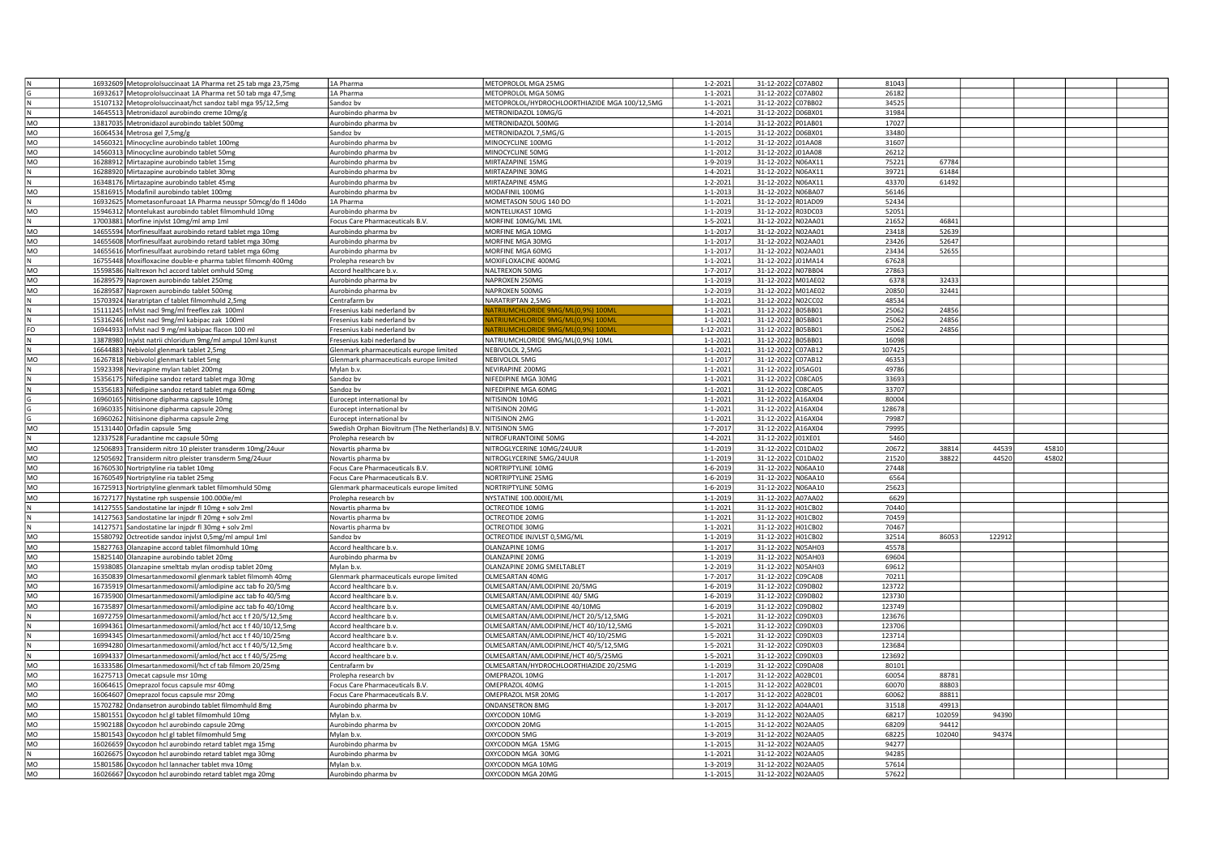| | | | | | | | | | | | | | |
|---|---|---|---|---|---|---|---|---|---|---|---|---|---|
| N | 16932609 | Metoprololsuccinaat 1A Pharma ret 25 tab mga 23,75mg | 1A Pharma | METOPROLOL MGA 25MG | 1-2-2021 | 31-12-2022 | C07AB02 | 81043 | | | | | |
| G | 16932617 | Metoprololsuccinaat 1A Pharma ret 50 tab mga 47,5mg | 1A Pharma | METOPROLOL MGA 50MG | 1-1-2021 | 31-12-2022 | C07AB02 | 26182 | | | | | |
| N | 15107132 | Metoprololsuccinaat/hct sandoz tabl mga 95/12,5mg | Sandoz bv | METOPROLOL/HYDROCHLOORTHIAZIDE MGA 100/12,5MG | 1-1-2021 | 31-12-2022 | C07BB02 | 34525 | | | | | |
| N | 14645513 | Metronidazol aurobindo creme 10mg/g | Aurobindo pharma bv | METRONIDAZOL 10MG/G | 1-4-2021 | 31-12-2022 | D06BX01 | 31984 | | | | | |
| MO | 13817035 | Metronidazol aurobindo tablet 500mg | Aurobindo pharma bv | METRONIDAZOL 500MG | 1-1-2014 | 31-12-2022 | P01AB01 | 17027 | | | | | |
| MO | 16064534 | Metrosa gel 7,5mg/g | Sandoz bv | METRONIDAZOL 7,5MG/G | 1-1-2015 | 31-12-2022 | D06BX01 | 33480 | | | | | |
| MO | 14560321 | Minocycline aurobindo tablet 100mg | Aurobindo pharma bv | MINOCYCLINE 100MG | 1-1-2012 | 31-12-2022 | J01AA08 | 31607 | | | | | |
| MO | 14560313 | Minocycline aurobindo tablet 50mg | Aurobindo pharma bv | MINOCYCLINE 50MG | 1-1-2012 | 31-12-2022 | J01AA08 | 26212 | | | | | |
| MO | 16288912 | Mirtazapine aurobindo tablet 15mg | Aurobindo pharma bv | MIRTAZAPINE 15MG | 1-9-2019 | 31-12-2022 | N06AX11 | 75221 | 67784 | | | | |
| N | 16288920 | Mirtazapine aurobindo tablet 30mg | Aurobindo pharma bv | MIRTAZAPINE 30MG | 1-4-2021 | 31-12-2022 | N06AX11 | 39721 | 61484 | | | | |
| N | 16348176 | Mirtazapine aurobindo tablet 45mg | Aurobindo pharma bv | MIRTAZAPINE 45MG | 1-2-2021 | 31-12-2022 | N06AX11 | 43370 | 61492 | | | | |
| MO | 15816915 | Modafinil aurobindo tablet 100mg | Aurobindo pharma bv | MODAFINIL 100MG | 1-1-2013 | 31-12-2022 | N06BA07 | 56146 | | | | | |
| N | 16932625 | Mometasonfuroaat 1A Pharma neusspr 50mcg/do fl 140do | 1A Pharma | MOMETASON 50UG 140 DO | 1-1-2021 | 31-12-2022 | R01AD09 | 52434 | | | | | |
| MO | 15946312 | Montelukast aurobindo tablet filmomhuld 10mg | Aurobindo pharma bv | MONTELUKAST 10MG | 1-1-2019 | 31-12-2022 | R03DC03 | 52051 | | | | | |
| N | 17003881 | Morfine injvlst 10mg/ml amp 1ml | Focus Care Pharmaceuticals B.V. | MORFINE 10MG/ML 1ML | 1-5-2021 | 31-12-2022 | N02AA01 | 21652 | 46841 | | | | |
| MO | 14655594 | Morfinesulfaat aurobindo retard tablet mga 10mg | Aurobindo pharma bv | MORFINE MGA 10MG | 1-1-2017 | 31-12-2022 | N02AA01 | 23418 | 52639 | | | | |
| MO | 14655608 | Morfinesulfaat aurobindo retard tablet mga 30mg | Aurobindo pharma bv | MORFINE MGA 30MG | 1-1-2017 | 31-12-2022 | N02AA01 | 23426 | 52647 | | | | |
| MO | 14655616 | Morfinesulfaat aurobindo retard tablet mga 60mg | Aurobindo pharma bv | MORFINE MGA 60MG | 1-1-2017 | 31-12-2022 | N02AA01 | 23434 | 52655 | | | | |
| N | 16755448 | Moxifloxacine double-e pharma tablet filmomh 400mg | Prolepha research bv | MOXIFLOXACINE 400MG | 1-1-2021 | 31-12-2022 | J01MA14 | 67628 | | | | | |
| MO | 15598586 | Naltrexon hcl accord tablet omhuld 50mg | Accord healthcare b.v. | NALTREXON 50MG | 1-7-2017 | 31-12-2022 | N07BB04 | 27863 | | | | | |
| MO | 16289579 | Naproxen aurobindo tablet 250mg | Aurobindo pharma bv | NAPROXEN 250MG | 1-1-2019 | 31-12-2022 | M01AE02 | 6378 | 32433 | | | | |
| MO | 16289587 | Naproxen aurobindo tablet 500mg | Aurobindo pharma bv | NAPROXEN 500MG | 1-2-2019 | 31-12-2022 | M01AE02 | 20850 | 32441 | | | | |
| N | 15703924 | Naratriptan cf tablet filmomhuld 2,5mg | Centrafarm bv | NARATRIPTAN 2,5MG | 1-1-2021 | 31-12-2022 | N02CC02 | 48534 | | | | | |
| N | 15111245 | Infvlst nacl 9mg/ml freeflex zak 100ml | Fresenius kabi nederland bv | NATRIUMCHLORIDE 9MG/ML(0,9%) 100ML | 1-1-2021 | 31-12-2022 | B05BB01 | 25062 | 24856 | | | | |
| N | 15316246 | Infvlst nacl 9mg/ml kabipac zak 100ml | Fresenius kabi nederland bv | NATRIUMCHLORIDE 9MG/ML(0,9%) 100ML | 1-1-2021 | 31-12-2022 | B05BB01 | 25062 | 24856 | | | | |
| FO | 16944933 | Infvlst nacl 9 mg/ml kabipac flacon 100 ml | Fresenius kabi nederland bv | NATRIUMCHLORIDE 9MG/ML(0,9%) 100ML | 1-12-2021 | 31-12-2022 | B05BB01 | 25062 | 24856 | | | | |
| N | 13878980 | Injvlst natrii chloridum 9mg/ml ampul 10ml kunst | Fresenius kabi nederland bv | NATRIUMCHLORIDE 9MG/ML(0,9%) 10ML | 1-1-2021 | 31-12-2022 | B05BB01 | 16098 | | | | | |
| N | 16644883 | Nebivolol glenmark tablet 2,5mg | Glenmark pharmaceuticals europe limited | NEBIVOLOL 2,5MG | 1-1-2021 | 31-12-2022 | C07AB12 | 107425 | | | | | |
| MO | 16267818 | Nebivolol glenmark tablet 5mg | Glenmark pharmaceuticals europe limited | NEBIVOLOL 5MG | 1-1-2017 | 31-12-2022 | C07AB12 | 46353 | | | | | |
| N | 15923398 | Nevirapine mylan tablet 200mg | Mylan b.v. | NEVIRAPINE 200MG | 1-1-2021 | 31-12-2022 | J05AG01 | 49786 | | | | | |
| N | 15356175 | Nifedipine sandoz retard tablet mga 30mg | Sandoz bv | NIFEDIPINE MGA 30MG | 1-1-2021 | 31-12-2022 | C08CA05 | 33693 | | | | | |
| N | 15356183 | Nifedipine sandoz retard tablet mga 60mg | Sandoz bv | NIFEDIPINE MGA 60MG | 1-1-2021 | 31-12-2022 | C08CA05 | 33707 | | | | | |
| G | 16960165 | Nitisinone dipharma capsule 10mg | Eurocept international bv | NITISINON 10MG | 1-1-2021 | 31-12-2022 | A16AX04 | 80004 | | | | | |
| G | 16960335 | Nitisinone dipharma capsule 20mg | Eurocept international bv | NITISINON 20MG | 1-1-2021 | 31-12-2022 | A16AX04 | 128678 | | | | | |
| G | 16960262 | Nitisinone dipharma capsule 2mg | Eurocept international bv | NITISINON 2MG | 1-1-2021 | 31-12-2022 | A16AX04 | 79987 | | | | | |
| MO | 15131440 | Orfadin capsule 5mg | Swedish Orphan Biovitrum (The Netherlands) B.V. | NITISINON 5MG | 1-7-2017 | 31-12-2022 | A16AX04 | 79995 | | | | | |
| N | 12337528 | Furadantine mc capsule 50mg | Prolepha research bv | NITROFURANTOINE 50MG | 1-4-2021 | 31-12-2022 | J01XE01 | 5460 | | | | | |
| MO | 12506893 | Transiderm nitro 10 pleister transderm 10mg/24uur | Novartis pharma bv | NITROGLYCERINE 10MG/24UUR | 1-1-2019 | 31-12-2022 | C01DA02 | 20672 | 38814 | 44539 | 45810 | | |
| MO | 12505692 | Transiderm nitro pleister transderm 5mg/24uur | Novartis pharma bv | NITROGLYCERINE 5MG/24UUR | 1-1-2019 | 31-12-2022 | C01DA02 | 21520 | 38822 | 44520 | 45802 | | |
| MO | 16760530 | Nortriptyline ria tablet 10mg | Focus Care Pharmaceuticals B.V. | NORTRIPTYLINE 10MG | 1-6-2019 | 31-12-2022 | N06AA10 | 27448 | | | | | |
| MO | 16760549 | Nortriptyline ria tablet 25mg | Focus Care Pharmaceuticals B.V. | NORTRIPTYLINE 25MG | 1-6-2019 | 31-12-2022 | N06AA10 | 6564 | | | | | |
| MO | 16725913 | Nortriptyline glenmark tablet filmomhuld 50mg | Glenmark pharmaceuticals europe limited | NORTRIPTYLINE 50MG | 1-6-2019 | 31-12-2022 | N06AA10 | 25623 | | | | | |
| MO | 16727177 | Nystatine rph suspensie 100.000ie/ml | Prolepha research bv | NYSTATINE 100.000IE/ML | 1-1-2019 | 31-12-2022 | A07AA02 | 6629 | | | | | |
| N | 14127555 | Sandostatine lar injpdr fl 10mg + solv 2ml | Novartis pharma bv | OCTREOTIDE 10MG | 1-1-2021 | 31-12-2022 | H01CB02 | 70440 | | | | | |
| N | 14127563 | Sandostatine lar injpdr fl 20mg + solv 2ml | Novartis pharma bv | OCTREOTIDE 20MG | 1-1-2021 | 31-12-2022 | H01CB02 | 70459 | | | | | |
| N | 14127571 | Sandostatine lar injpdr fl 30mg + solv 2ml | Novartis pharma bv | OCTREOTIDE 30MG | 1-1-2021 | 31-12-2022 | H01CB02 | 70467 | | | | | |
| MO | 15580792 | Octreotide sandoz injvlst 0,5mg/ml ampul 1ml | Sandoz bv | OCTREOTIDE INJVLST 0,5MG/ML | 1-1-2019 | 31-12-2022 | H01CB02 | 32514 | 86053 | 122912 | | | |
| MO | 15827763 | Olanzapine accord tablet filmomhuld 10mg | Accord healthcare b.v. | OLANZAPINE 10MG | 1-1-2017 | 31-12-2022 | N05AH03 | 45578 | | | | | |
| MO | 15825140 | Olanzapine aurobindo tablet 20mg | Aurobindo pharma bv | OLANZAPINE 20MG | 1-1-2019 | 31-12-2022 | N05AH03 | 69604 | | | | | |
| MO | 15938085 | Olanzapine smelttab mylan orodisp tablet 20mg | Mylan b.v. | OLANZAPINE 20MG SMELTABLET | 1-2-2019 | 31-12-2022 | N05AH03 | 69612 | | | | | |
| MO | 16350839 | Olmesartanmedoxomil glenmark tablet filmomh 40mg | Glenmark pharmaceuticals europe limited | OLMESARTAN 40MG | 1-7-2017 | 31-12-2022 | C09CA08 | 70211 | | | | | |
| MO | 16735919 | Olmesartanmedoxomil/amlodipine acc tab fo 20/5mg | Accord healthcare b.v. | OLMESARTAN/AMLODIPINE 20/5MG | 1-6-2019 | 31-12-2022 | C09DB02 | 123722 | | | | | |
| MO | 16735900 | Olmesartanmedoxomil/amlodipine acc tab fo 40/5mg | Accord healthcare b.v. | OLMESARTAN/AMLODIPINE 40/ 5MG | 1-6-2019 | 31-12-2022 | C09DB02 | 123730 | | | | | |
| MO | 16735897 | Olmesartanmedoxomil/amlodipine acc tab fo 40/10mg | Accord healthcare b.v. | OLMESARTAN/AMLODIPINE 40/10MG | 1-6-2019 | 31-12-2022 | C09DB02 | 123749 | | | | | |
| N | 16972759 | Olmesartanmedoxomil/amlod/hct acc t f 20/5/12,5mg | Accord healthcare b.v. | OLMESARTAN/AMLODIPINE/HCT 20/5/12,5MG | 1-5-2021 | 31-12-2022 | C09DX03 | 123676 | | | | | |
| N | 16994361 | Olmesartanmedoxomil/amlod/hct acc t f 40/10/12,5mg | Accord healthcare b.v. | OLMESARTAN/AMLODIPINE/HCT 40/10/12,5MG | 1-5-2021 | 31-12-2022 | C09DX03 | 123706 | | | | | |
| N | 16994345 | Olmesartanmedoxomil/amlod/hct acc t f 40/10/25mg | Accord healthcare b.v. | OLMESARTAN/AMLODIPINE/HCT 40/10/25MG | 1-5-2021 | 31-12-2022 | C09DX03 | 123714 | | | | | |
| N | 16994280 | Olmesartanmedoxomil/amlod/hct acc t f 40/5/12,5mg | Accord healthcare b.v. | OLMESARTAN/AMLODIPINE/HCT 40/5/12,5MG | 1-5-2021 | 31-12-2022 | C09DX03 | 123684 | | | | | |
| N | 16994337 | Olmesartanmedoxomil/amlod/hct acc t f 40/5/25mg | Accord healthcare b.v. | OLMESARTAN/AMLODIPINE/HCT 40/5/25MG | 1-5-2021 | 31-12-2022 | C09DX03 | 123692 | | | | | |
| MO | 16333586 | Olmesartanmedoxomil/hct cf tab filmom 20/25mg | Centrafarm bv | OLMESARTAN/HYDROCHLOORTHIAZIDE 20/25MG | 1-1-2019 | 31-12-2022 | C09DA08 | 80101 | | | | | |
| MO | 16275713 | Omecat capsule msr 10mg | Prolepha research bv | OMEPRAZOL 10MG | 1-1-2017 | 31-12-2022 | A02BC01 | 60054 | 88781 | | | | |
| MO | 16064615 | Omeprazol focus capsule msr 40mg | Focus Care Pharmaceuticals B.V. | OMEPRAZOL 40MG | 1-1-2015 | 31-12-2022 | A02BC01 | 60070 | 88803 | | | | |
| MO | 16064607 | Omeprazol focus capsule msr 20mg | Focus Care Pharmaceuticals B.V. | OMEPRAZOL MSR 20MG | 1-1-2017 | 31-12-2022 | A02BC01 | 60062 | 88811 | | | | |
| MO | 15702782 | Ondansetron aurobindo tablet filmomhuld 8mg | Aurobindo pharma bv | ONDANSETRON 8MG | 1-3-2017 | 31-12-2022 | A04AA01 | 31518 | 49913 | | | | |
| MO | 15801551 | Oxycodon hcl gl tablet filmomhuld 10mg | Mylan b.v. | OXYCODON 10MG | 1-3-2019 | 31-12-2022 | N02AA05 | 68217 | 102059 | 94390 | | | |
| MO | 15902188 | Oxycodon hcl aurobindo capsule 20mg | Aurobindo pharma bv | OXYCODON 20MG | 1-1-2015 | 31-12-2022 | N02AA05 | 68209 | 94412 | | | | |
| MO | 15801543 | Oxycodon hcl gl tablet filmomhuld 5mg | Mylan b.v. | OXYCODON 5MG | 1-3-2019 | 31-12-2022 | N02AA05 | 68225 | 102040 | 94374 | | | |
| MO | 16026659 | Oxycodon hcl aurobindo retard tablet mga 15mg | Aurobindo pharma bv | OXYCODON MGA 15MG | 1-1-2015 | 31-12-2022 | N02AA05 | 94277 | | | | | |
| N | 16026675 | Oxycodon hcl aurobindo retard tablet mga 30mg | Aurobindo pharma bv | OXYCODON MGA 30MG | 1-1-2021 | 31-12-2022 | N02AA05 | 94285 | | | | | |
| MO | 15801586 | Oxycodon hcl lannacher tablet mva 10mg | Mylan b.v. | OXYCODON MGA 10MG | 1-3-2019 | 31-12-2022 | N02AA05 | 57614 | | | | | |
| MO | 16026667 | Oxycodon hcl aurobindo retard tablet mga 20mg | Aurobindo pharma bv | OXYCODON MGA 20MG | 1-1-2015 | 31-12-2022 | N02AA05 | 57622 | | | | | |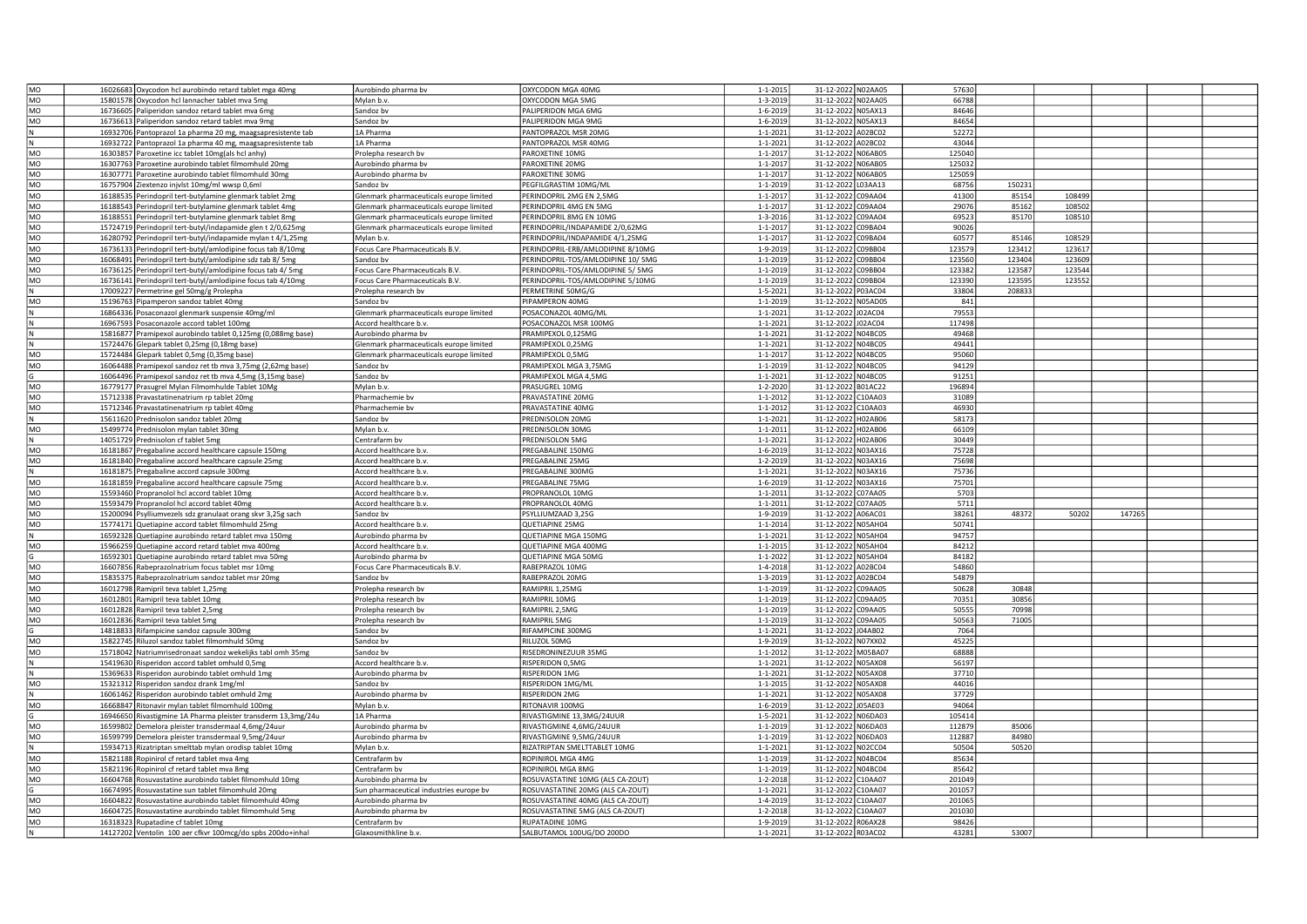| | | | | | | | | | | | | | |
|---|---|---|---|---|---|---|---|---|---|---|---|---|---|
| MO | 16026683 | Oxycodon hcl aurobindo retard tablet mga 40mg | Aurobindo pharma bv | OXYCODON MGA 40MG | 1-1-2015 | 31-12-2022 | N02AA05 | 57630 | | | | | |
| MO | 15801578 | Oxycodon hcl lannacher tablet mva 5mg | Mylan b.v. | OXYCODON MGA 5MG | 1-3-2019 | 31-12-2022 | N02AA05 | 66788 | | | | | |
| MO | 16736605 | Paliperidon sandoz retard tablet mva 6mg | Sandoz bv | PALIPERIDON MGA 6MG | 1-6-2019 | 31-12-2022 | N05AX13 | 84646 | | | | | |
| MO | 16736613 | Paliperidon sandoz retard tablet mva 9mg | Sandoz bv | PALIPERIDON MGA 9MG | 1-6-2019 | 31-12-2022 | N05AX13 | 84654 | | | | | |
| N | 16932706 | Pantoprazol 1a pharma 20 mg, maagsapresistente tab | 1A Pharma | PANTOPRAZOL MSR 20MG | 1-1-2021 | 31-12-2022 | A02BC02 | 52272 | | | | | |
| N | 16932722 | Pantoprazol 1a pharma 40 mg, maagsapresistente tab | 1A Pharma | PANTOPRAZOL MSR 40MG | 1-1-2021 | 31-12-2022 | A02BC02 | 43044 | | | | | |
| MO | 16303857 | Paroxetine icc tablet 10mg(als hcl anhy) | Prolepha research bv | PAROXETINE 10MG | 1-1-2017 | 31-12-2022 | N06AB05 | 125040 | | | | | |
| MO | 16307763 | Paroxetine aurobindo tablet filmomhuld 20mg | Aurobindo pharma bv | PAROXETINE 20MG | 1-1-2017 | 31-12-2022 | N06AB05 | 125032 | | | | | |
| MO | 16307771 | Paroxetine aurobindo tablet filmomhuld 30mg | Aurobindo pharma bv | PAROXETINE 30MG | 1-1-2017 | 31-12-2022 | N06AB05 | 125059 | | | | | |
| MO | 16757904 | Ziextenzo injvlst 10mg/ml wwsp 0,6ml | Sandoz bv | PEGFILGRASTIM 10MG/ML | 1-1-2019 | 31-12-2022 | L03AA13 | 68756 | 150231 | | | | |
| MO | 16188535 | Perindopril tert-butylamine glenmark tablet 2mg | Glenmark pharmaceuticals europe limited | PERINDOPRIL 2MG EN 2,5MG | 1-1-2017 | 31-12-2022 | C09AA04 | 41300 | 85154 | 108499 | | | |
| MO | 16188543 | Perindopril tert-butylamine glenmark tablet 4mg | Glenmark pharmaceuticals europe limited | PERINDOPRIL 4MG EN 5MG | 1-1-2017 | 31-12-2022 | C09AA04 | 29076 | 85162 | 108502 | | | |
| MO | 16188551 | Perindopril tert-butylamine glenmark tablet 8mg | Glenmark pharmaceuticals europe limited | PERINDOPRIL 8MG EN 10MG | 1-3-2016 | 31-12-2022 | C09AA04 | 69523 | 85170 | 108510 | | | |
| MO | 15724719 | Perindopril tert-butyl/indapamide glen t 2/0,625mg | Glenmark pharmaceuticals europe limited | PERINDOPRIL/INDAPAMIDE 2/0,62MG | 1-1-2017 | 31-12-2022 | C09BA04 | 90026 | | | | | |
| MO | 16280792 | Perindopril tert-butyl/indapamide mylan t 4/1,25mg | Mylan b.v. | PERINDOPRIL/INDAPAMIDE 4/1,25MG | 1-1-2017 | 31-12-2022 | C09BA04 | 60577 | 85146 | 108529 | | | |
| MO | 16736133 | Perindopril tert-butyl/amlodipine focus tab 8/10mg | Focus Care Pharmaceuticals B.V. | PERINDOPRIL-ERB/AMLODIPINE 8/10MG | 1-9-2019 | 31-12-2022 | C09BB04 | 123579 | 123412 | 123617 | | | |
| MO | 16068491 | Perindopril tert-butyl/amlodipine sdz tab 8/ 5mg | Sandoz bv | PERINDOPRIL-TOS/AMLODIPINE 10/ 5MG | 1-1-2019 | 31-12-2022 | C09BB04 | 123560 | 123404 | 123609 | | | |
| MO | 16736125 | Perindopril tert-butyl/amlodipine focus tab 4/ 5mg | Focus Care Pharmaceuticals B.V. | PERINDOPRIL-TOS/AMLODIPINE 5/ 5MG | 1-1-2019 | 31-12-2022 | C09BB04 | 123382 | 123587 | 123544 | | | |
| MO | 16736141 | Perindopril tert-butyl/amlodipine focus tab 4/10mg | Focus Care Pharmaceuticals B.V. | PERINDOPRIL-TOS/AMLODIPINE 5/10MG | 1-1-2019 | 31-12-2022 | C09BB04 | 123390 | 123595 | 123552 | | | |
| N | 17009227 | Permetrine gel 50mg/g Prolepha | Prolepha research bv | PERMETRINE 50MG/G | 1-5-2021 | 31-12-2022 | P03AC04 | 33804 | 208833 | | | | |
| MO | 15196763 | Pipamperon sandoz tablet 40mg | Sandoz bv | PIPAMPERON 40MG | 1-1-2019 | 31-12-2022 | N05AD05 | 841 | | | | | |
| N | 16864336 | Posaconazol glenmark suspensie 40mg/ml | Glenmark pharmaceuticals europe limited | POSACONAZOL 40MG/ML | 1-1-2021 | 31-12-2022 | J02AC04 | 79553 | | | | | |
| N | 16967593 | Posaconazole accord tablet 100mg | Accord healthcare b.v. | POSACONAZOL MSR 100MG | 1-1-2021 | 31-12-2022 | J02AC04 | 117498 | | | | | |
| N | 15816877 | Pramipexol aurobindo tablet 0,125mg (0,088mg base) | Aurobindo pharma bv | PRAMIPEXOL 0,125MG | 1-1-2021 | 31-12-2022 | N04BC05 | 49468 | | | | | |
| N | 15724476 | Glepark tablet 0,25mg (0,18mg base) | Glenmark pharmaceuticals europe limited | PRAMIPEXOL 0,25MG | 1-1-2021 | 31-12-2022 | N04BC05 | 49441 | | | | | |
| MO | 15724484 | Glepark tablet 0,5mg (0,35mg base) | Glenmark pharmaceuticals europe limited | PRAMIPEXOL 0,5MG | 1-1-2017 | 31-12-2022 | N04BC05 | 95060 | | | | | |
| MO | 16064488 | Pramipexol sandoz ret tb mva 3,75mg (2,62mg base) | Sandoz bv | PRAMIPEXOL MGA 3,75MG | 1-1-2019 | 31-12-2022 | N04BC05 | 94129 | | | | | |
| G | 16064496 | Pramipexol sandoz ret tb mva 4,5mg (3,15mg base) | Sandoz bv | PRAMIPEXOL MGA 4,5MG | 1-1-2021 | 31-12-2022 | N04BC05 | 91251 | | | | | |
| MO | 16779177 | Prasugrel Mylan Filmomhulde Tablet 10Mg | Mylan b.v. | PRASUGREL 10MG | 1-2-2020 | 31-12-2022 | B01AC22 | 196894 | | | | | |
| MO | 15712338 | Pravastatinenatrium rp tablet 20mg | Pharmachemie bv | PRAVASTATINE 20MG | 1-1-2012 | 31-12-2022 | C10AA03 | 31089 | | | | | |
| MO | 15712346 | Pravastatinenatrium rp tablet 40mg | Pharmachemie bv | PRAVASTATINE 40MG | 1-1-2012 | 31-12-2022 | C10AA03 | 46930 | | | | | |
| N | 15611620 | Prednisolon sandoz tablet 20mg | Sandoz bv | PREDNISOLON 20MG | 1-1-2021 | 31-12-2022 | H02AB06 | 58173 | | | | | |
| MO | 15499774 | Prednisolon mylan tablet 30mg | Mylan b.v. | PREDNISOLON 30MG | 1-1-2011 | 31-12-2022 | H02AB06 | 66109 | | | | | |
| N | 14051729 | Prednisolon cf tablet 5mg | Centrafarm bv | PREDNISOLON 5MG | 1-1-2021 | 31-12-2022 | H02AB06 | 30449 | | | | | |
| MO | 16181867 | Pregabaline accord healthcare capsule 150mg | Accord healthcare b.v. | PREGABALINE 150MG | 1-6-2019 | 31-12-2022 | N03AX16 | 75728 | | | | | |
| MO | 16181840 | Pregabaline accord healthcare capsule 25mg | Accord healthcare b.v. | PREGABALINE 25MG | 1-2-2019 | 31-12-2022 | N03AX16 | 75698 | | | | | |
| N | 16181875 | Pregabaline accord capsule 300mg | Accord healthcare b.v. | PREGABALINE 300MG | 1-1-2021 | 31-12-2022 | N03AX16 | 75736 | | | | | |
| MO | 16181859 | Pregabaline accord healthcare capsule 75mg | Accord healthcare b.v. | PREGABALINE 75MG | 1-6-2019 | 31-12-2022 | N03AX16 | 75701 | | | | | |
| MO | 15593460 | Propranolol hcl accord tablet 10mg | Accord healthcare b.v. | PROPRANOLOL 10MG | 1-1-2011 | 31-12-2022 | C07AA05 | 5703 | | | | | |
| MO | 15593479 | Propranolol hcl accord tablet 40mg | Accord healthcare b.v. | PROPRANOLOL 40MG | 1-1-2011 | 31-12-2022 | C07AA05 | 5711 | | | | | |
| MO | 15200094 | Psylliumvezels sdz granulaat orang skvr 3,25g sach | Sandoz bv | PSYLLIUMZAAD 3,25G | 1-9-2019 | 31-12-2022 | A06AC01 | 38261 | 48372 | 50202 | 147265 | | |
| MO | 15774171 | Quetiapine accord tablet filmomhuld 25mg | Accord healthcare b.v. | QUETIAPINE 25MG | 1-1-2014 | 31-12-2022 | N05AH04 | 50741 | | | | | |
| N | 16592328 | Quetiapine aurobindo retard tablet mva 150mg | Aurobindo pharma bv | QUETIAPINE MGA 150MG | 1-1-2021 | 31-12-2022 | N05AH04 | 94757 | | | | | |
| MO | 15966259 | Quetiapine accord retard tablet mva 400mg | Accord healthcare b.v. | QUETIAPINE MGA 400MG | 1-1-2015 | 31-12-2022 | N05AH04 | 84212 | | | | | |
| G | 16592301 | Quetiapine aurobindo retard tablet mva 50mg | Aurobindo pharma bv | QUETIAPINE MGA 50MG | 1-1-2022 | 31-12-2022 | N05AH04 | 84182 | | | | | |
| MO | 16607856 | Rabeprazolnatrium focus tablet msr 10mg | Focus Care Pharmaceuticals B.V. | RABEPRAZOL 10MG | 1-4-2018 | 31-12-2022 | A02BC04 | 54860 | | | | | |
| MO | 15835375 | Rabeprazolnatrium sandoz tablet msr 20mg | Sandoz bv | RABEPRAZOL 20MG | 1-3-2019 | 31-12-2022 | A02BC04 | 54879 | | | | | |
| MO | 16012798 | Ramipril teva tablet 1,25mg | Prolepha research bv | RAMIPRIL 1,25MG | 1-1-2019 | 31-12-2022 | C09AA05 | 50628 | 30848 | | | | |
| MO | 16012801 | Ramipril teva tablet 10mg | Prolepha research bv | RAMIPRIL 10MG | 1-1-2019 | 31-12-2022 | C09AA05 | 70351 | 30856 | | | | |
| MO | 16012828 | Ramipril teva tablet 2,5mg | Prolepha research bv | RAMIPRIL 2,5MG | 1-1-2019 | 31-12-2022 | C09AA05 | 50555 | 70998 | | | | |
| MO | 16012836 | Ramipril teva tablet 5mg | Prolepha research bv | RAMIPRIL 5MG | 1-1-2019 | 31-12-2022 | C09AA05 | 50563 | 71005 | | | | |
| G | 14818833 | Rifampicine sandoz capsule 300mg | Sandoz bv | RIFAMPICINE 300MG | 1-1-2021 | 31-12-2022 | J04AB02 | 7064 | | | | | |
| MO | 15822745 | Riluzol sandoz tablet filmomhuld 50mg | Sandoz bv | RILUZOL 50MG | 1-9-2019 | 31-12-2022 | N07XX02 | 45225 | | | | | |
| MO | 15718042 | Natriumrisedronaat sandoz wekelijks tabl omh 35mg | Sandoz bv | RISEDRONINEZUUR 35MG | 1-1-2012 | 31-12-2022 | M05BA07 | 68888 | | | | | |
| N | 15419630 | Risperidon accord tablet omhuld 0,5mg | Accord healthcare b.v. | RISPERIDON 0,5MG | 1-1-2021 | 31-12-2022 | N05AX08 | 56197 | | | | | |
| N | 15369633 | Risperidon aurobindo tablet omhuld 1mg | Aurobindo pharma bv | RISPERIDON 1MG | 1-1-2021 | 31-12-2022 | N05AX08 | 37710 | | | | | |
| MO | 15321312 | Risperidon sandoz drank 1mg/ml | Sandoz bv | RISPERIDON 1MG/ML | 1-1-2015 | 31-12-2022 | N05AX08 | 44016 | | | | | |
| N | 16061462 | Risperidon aurobindo tablet omhuld 2mg | Aurobindo pharma bv | RISPERIDON 2MG | 1-1-2021 | 31-12-2022 | N05AX08 | 37729 | | | | | |
| MO | 16668847 | Ritonavir mylan tablet filmomhuld 100mg | Mylan b.v. | RITONAVIR 100MG | 1-6-2019 | 31-12-2022 | J05AE03 | 94064 | | | | | |
| G | 16946650 | Rivastigmine 1A Pharma pleister transderm 13,3mg/24u | 1A Pharma | RIVASTIGMINE 13,3MG/24UUR | 1-5-2021 | 31-12-2022 | N06DA03 | 105414 | | | | | |
| MO | 16599802 | Demelora pleister transdermaal 4,6mg/24uur | Aurobindo pharma bv | RIVASTIGMINE 4,6MG/24UUR | 1-1-2019 | 31-12-2022 | N06DA03 | 112879 | 85006 | | | | |
| MO | 16599799 | Demelora pleister transdermaal 9,5mg/24uur | Aurobindo pharma bv | RIVASTIGMINE 9,5MG/24UUR | 1-1-2019 | 31-12-2022 | N06DA03 | 112887 | 84980 | | | | |
| N | 15934713 | Rizatriptan smelttab mylan orodisp tablet 10mg | Mylan b.v. | RIZATRIPTAN SMELTTABLET 10MG | 1-1-2021 | 31-12-2022 | N02CC04 | 50504 | 50520 | | | | |
| MO | 15821188 | Ropinirol cf retard tablet mva 4mg | Centrafarm bv | ROPINIROL MGA 4MG | 1-1-2019 | 31-12-2022 | N04BC04 | 85634 | | | | | |
| MO | 15821196 | Ropinirol cf retard tablet mva 8mg | Centrafarm bv | ROPINIROL MGA 8MG | 1-1-2019 | 31-12-2022 | N04BC04 | 85642 | | | | | |
| MO | 16604768 | Rosuvastatine aurobindo tablet filmomhuld 10mg | Aurobindo pharma bv | ROSUVASTATINE 10MG (ALS CA-ZOUT) | 1-2-2018 | 31-12-2022 | C10AA07 | 201049 | | | | | |
| G | 16674995 | Rosuvastatine sun tablet filmomhuld 20mg | Sun pharmaceutical industries europe bv | ROSUVASTATINE 20MG (ALS CA-ZOUT) | 1-1-2021 | 31-12-2022 | C10AA07 | 201057 | | | | | |
| MO | 16604822 | Rosuvastatine aurobindo tablet filmomhuld 40mg | Aurobindo pharma bv | ROSUVASTATINE 40MG (ALS CA-ZOUT) | 1-4-2019 | 31-12-2022 | C10AA07 | 201065 | | | | | |
| MO | 16604725 | Rosuvastatine aurobindo tablet filmomhuld 5mg | Aurobindo pharma bv | ROSUVASTATINE 5MG (ALS CA-ZOUT) | 1-2-2018 | 31-12-2022 | C10AA07 | 201030 | | | | | |
| MO | 16318323 | Rupatadine cf tablet 10mg | Centrafarm bv | RUPATADINE 10MG | 1-9-2019 | 31-12-2022 | R06AX28 | 98426 | | | | | |
| N | 14127202 | Ventolin 100 aer cfkvr 100mcg/do spbs 200do+inhal | Glaxosmithkline b.v. | SALBUTAMOL 100UG/DO 200DO | 1-1-2021 | 31-12-2022 | R03AC02 | 43281 | 53007 | | | | |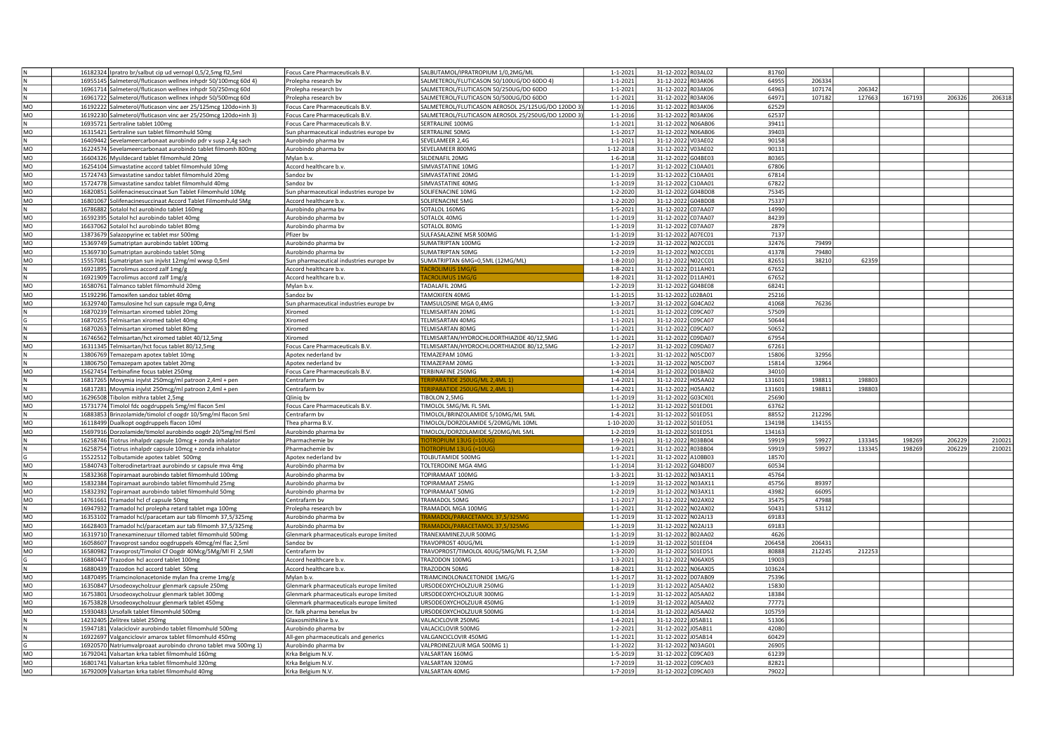| | | | | | | | | | | | | | | |
|---|---|---|---|---|---|---|---|---|---|---|---|---|---|---|
| N | 16182324 | Ipratro br/salbut cip ud vernopl 0,5/2,5mg fl2,5ml | Focus Care Pharmaceuticals B.V. | SALBUTAMOL/IPRATROPIUM 1/0,2MG/ML | 1-1-2021 | 31-12-2022 | R03AL02 | 81760 | | | | | | |
| N | 16955145 | Salmeterol/fluticason wellnex inhpdr 50/100mcg 60d 4) | Prolepha research bv | SALMETEROL/FLUTICASON 50/100UG/DO 60DO 4) | 1-1-2021 | 31-12-2022 | R03AK06 | 64955 | 206334 | | | | | |
| N | 16961714 | Salmeterol/fluticason wellnex inhpdr 50/250mcg 60d | Prolepha research bv | SALMETEROL/FLUTICASON 50/250UG/DO 60DO | 1-1-2021 | 31-12-2022 | R03AK06 | 64963 | 107174 | 206342 | | | | |
| N | 16961722 | Salmeterol/fluticason wellnex inhpdr 50/500mcg 60d | Prolepha research bv | SALMETEROL/FLUTICASON 50/500UG/DO 60DO | 1-1-2021 | 31-12-2022 | R03AK06 | 64971 | 107182 | 127663 | 167193 | 206326 | 206318 | |
| MO | 16192222 | Salmeterol/fluticason vinc aer 25/125mcg 120do+inh 3) | Focus Care Pharmaceuticals B.V. | SALMETEROL/FLUTICASON AEROSOL 25/125UG/DO 120DO 3) | 1-1-2016 | 31-12-2022 | R03AK06 | 62529 | | | | | | |
| MO | 16192230 | Salmeterol/fluticason vinc aer 25/250mcg 120do+inh 3) | Focus Care Pharmaceuticals B.V. | SALMETEROL/FLUTICASON AEROSOL 25/250UG/DO 120DO 3) | 1-1-2016 | 31-12-2022 | R03AK06 | 62537 | | | | | | |
| N | 16935721 | Sertraline tablet 100mg | Focus Care Pharmaceuticals B.V. | SERTRALINE 100MG | 1-1-2021 | 31-12-2022 | N06AB06 | 39411 | | | | | | |
| MO | 16315421 | Sertraline sun tablet filmomhuld 50mg | Sun pharmaceutical industries europe bv | SERTRALINE 50MG | 1-1-2017 | 31-12-2022 | N06AB06 | 39403 | | | | | | |
| N | 16409442 | Sevelameercarbonaat aurobindo pdr v susp 2,4g sach | Aurobindo pharma bv | SEVELAMEER 2,4G | 1-1-2021 | 31-12-2022 | V03AE02 | 90158 | | | | | | |
| MO | 16224574 | Sevelameercarbonaat aurobindo tablet filmomh 800mg | Aurobindo pharma bv | SEVELAMEER 800MG | 1-12-2018 | 31-12-2022 | V03AE02 | 90131 | | | | | | |
| MO | 16604326 | Mysildecard tablet filmomhuld 20mg | Mylan b.v. | SILDENAFIL 20MG | 1-6-2018 | 31-12-2022 | G04BE03 | 80365 | | | | | | |
| MO | 16254104 | Simvastatine accord tablet filmomhuld 10mg | Accord healthcare b.v. | SIMVASTATINE 10MG | 1-1-2017 | 31-12-2022 | C10AA01 | 67806 | | | | | | |
| MO | 15724743 | Simvastatine sandoz tablet filmomhuld 20mg | Sandoz bv | SIMVASTATINE 20MG | 1-1-2019 | 31-12-2022 | C10AA01 | 67814 | | | | | | |
| MO | 15724778 | Simvastatine sandoz tablet filmomhuld 40mg | Sandoz bv | SIMVASTATINE 40MG | 1-1-2019 | 31-12-2022 | C10AA01 | 67822 | | | | | | |
| MO | 16820851 | Solifenacinesuccinaat Sun Tablet Filmomhuld 10Mg | Sun pharmaceutical industries europe bv | SOLIFENACINE 10MG | 1-2-2020 | 31-12-2022 | G04BD08 | 75345 | | | | | | |
| MO | 16801067 | Solifenacinesuccinaat Accord Tablet Filmomhuld 5Mg | Accord healthcare b.v. | SOLIFENACINE 5MG | 1-2-2020 | 31-12-2022 | G04BD08 | 75337 | | | | | | |
| N | 16786882 | Sotalol hcl aurobindo tablet 160mg | Aurobindo pharma bv | SOTALOL 160MG | 1-5-2021 | 31-12-2022 | C07AA07 | 14990 | | | | | | |
| MO | 16592395 | Sotalol hcl aurobindo tablet 40mg | Aurobindo pharma bv | SOTALOL 40MG | 1-1-2019 | 31-12-2022 | C07AA07 | 84239 | | | | | | |
| MO | 16637062 | Sotalol hcl aurobindo tablet 80mg | Aurobindo pharma bv | SOTALOL 80MG | 1-1-2019 | 31-12-2022 | C07AA07 | 2879 | | | | | | |
| MO | 13873679 | Salazopyrine ec tablet msr 500mg | Pfizer bv | SULFASALAZINE MSR 500MG | 1-1-2019 | 31-12-2022 | A07EC01 | 7137 | | | | | | |
| MO | 15369749 | Sumatriptan aurobindo tablet 100mg | Aurobindo pharma bv | SUMATRIPTAN 100MG | 1-2-2019 | 31-12-2022 | N02CC01 | 32476 | 79499 | | | | | |
| MO | 15369730 | Sumatriptan aurobindo tablet 50mg | Aurobindo pharma bv | SUMATRIPTAN 50MG | 1-2-2019 | 31-12-2022 | N02CC01 | 41378 | 79480 | | | | | |
| MO | 15557081 | Sumatriptan sun injvlst 12mg/ml wwsp 0,5ml | Sun pharmaceutical industries europe bv | SUMATRIPTAN 6MG=0,5ML (12MG/ML) | 1-8-2010 | 31-12-2022 | N02CC01 | 82651 | 38210 | 62359 | | | | |
| N | 16921895 | Tacrolimus accord zalf 1mg/g | Accord healthcare b.v. | TACROLIMUS 1MG/G | 1-8-2021 | 31-12-2022 | D11AH01 | 67652 | | | | | | |
| N | 16921909 | Tacrolimus accord zalf 1mg/g | Accord healthcare b.v. | TACROLIMUS 1MG/G | 1-8-2021 | 31-12-2022 | D11AH01 | 67652 | | | | | | |
| MO | 16580761 | Talmanco tablet filmomhuld 20mg | Mylan b.v. | TADALAFIL 20MG | 1-2-2019 | 31-12-2022 | G04BE08 | 68241 | | | | | | |
| MO | 15192296 | Tamoxifen sandoz tablet 40mg | Sandoz bv | TAMOXIFEN 40MG | 1-1-2015 | 31-12-2022 | L02BA01 | 25216 | | | | | | |
| MO | 16329740 | Tamsulosine hcl sun capsule mga 0,4mg | Sun pharmaceutical industries europe bv | TAMSULOSINE MGA 0,4MG | 1-3-2017 | 31-12-2022 | G04CA02 | 41068 | 76236 | | | | | |
| N | 16870239 | Telmisartan xiromed tablet 20mg | Xiromed | TELMISARTAN 20MG | 1-1-2021 | 31-12-2022 | C09CA07 | 57509 | | | | | | |
| G | 16870255 | Telmisartan xiromed tablet 40mg | Xiromed | TELMISARTAN 40MG | 1-1-2021 | 31-12-2022 | C09CA07 | 50644 | | | | | | |
| N | 16870263 | Telmisartan xiromed tablet 80mg | Xiromed | TELMISARTAN 80MG | 1-1-2021 | 31-12-2022 | C09CA07 | 50652 | | | | | | |
| N | 16746562 | Telmisartan/hct xiromed tablet 40/12,5mg | Xiromed | TELMISARTAN/HYDROCHLOORTHIAZIDE 40/12,5MG | 1-1-2021 | 31-12-2022 | C09DA07 | 67954 | | | | | | |
| MO | 16311345 | Telmisartan/hct focus tablet 80/12,5mg | Focus Care Pharmaceuticals B.V. | TELMISARTAN/HYDROCHLOORTHIAZIDE 80/12,5MG | 1-2-2017 | 31-12-2022 | C09DA07 | 67261 | | | | | | |
| N | 13806769 | Temazepam apotex tablet 10mg | Apotex nederland bv | TEMAZEPAM 10MG | 1-3-2021 | 31-12-2022 | N05CD07 | 15806 | 32956 | | | | | |
| N | 13806750 | Temazepam apotex tablet 20mg | Apotex nederland bv | TEMAZEPAM 20MG | 1-3-2021 | 31-12-2022 | N05CD07 | 15814 | 32964 | | | | | |
| MO | 15627454 | Terbinafine focus tablet 250mg | Focus Care Pharmaceuticals B.V. | TERBINAFINE 250MG | 1-4-2014 | 31-12-2022 | D01BA02 | 34010 | | | | | | |
| N | 16817265 | Movymia injvlst 250mcg/ml patroon 2,4ml + pen | Centrafarm bv | TERIPARATIDE 250UG/ML 2,4ML 1) | 1-4-2021 | 31-12-2022 | H05AA02 | 131601 | 198811 | 198803 | | | | |
| N | 16817281 | Movymia injvlst 250mcg/ml patroon 2,4ml + pen | Centrafarm bv | TERIPARATIDE 250UG/ML 2,4ML 1) | 1-4-2021 | 31-12-2022 | H05AA02 | 131601 | 198811 | 198803 | | | | |
| MO | 16296508 | Tibolon mithra tablet 2,5mg | Qliniq bv | TIBOLON 2,5MG | 1-1-2019 | 31-12-2022 | G03CX01 | 25690 | | | | | | |
| MO | 15731774 | Timolol fdc oogdruppels 5mg/ml flacon 5ml | Focus Care Pharmaceuticals B.V. | TIMOLOL 5MG/ML FL 5ML | 1-1-2012 | 31-12-2022 | S01ED01 | 63762 | | | | | | |
| N | 16883853 | Brinzolamide/timolol cf oogdr 10/5mg/ml flacon 5ml | Centrafarm bv | TIMOLOL/BRINZOLAMIDE 5/10MG/ML 5ML | 1-4-2021 | 31-12-2022 | S01ED51 | 88552 | 212296 | | | | | |
| MO | 16118499 | Dualkopt oogdruppels flacon 10ml | Thea pharma B.V. | TIMOLOL/DORZOLAMIDE 5/20MG/ML 10ML | 1-10-2020 | 31-12-2022 | S01ED51 | 134198 | 134155 | | | | | |
| MO | 15697916 | Dorzolamide/timolol aurobindo oogdr 20/5mg/ml f5ml | Aurobindo pharma bv | TIMOLOL/DORZOLAMIDE 5/20MG/ML 5ML | 1-2-2019 | 31-12-2022 | S01ED51 | 134163 | | | | | | |
| N | 16258746 | Tiotrus inhalpdr capsule 10mcg + zonda inhalator | Pharmachemie bv | TIOTROPIUM 13UG (=10UG) | 1-9-2021 | 31-12-2022 | R03BB04 | 59919 | 59927 | 133345 | 198269 | 206229 | 210021 | |
| N | 16258754 | Tiotrus inhalpdr capsule 10mcg + zonda inhalator | Pharmachemie bv | TIOTROPIUM 13UG (=10UG) | 1-9-2021 | 31-12-2022 | R03BB04 | 59919 | 59927 | 133345 | 198269 | 206229 | 210021 | |
| G | 15522512 | Tolbutamide apotex tablet 500mg | Apotex nederland bv | TOLBUTAMIDE 500MG | 1-1-2021 | 31-12-2022 | A10BB03 | 18570 | | | | | | |
| MO | 15840743 | Tolterodinetartraat aurobindo sr capsule mva 4mg | Aurobindo pharma bv | TOLTERODINE MGA 4MG | 1-1-2014 | 31-12-2022 | G04BD07 | 60534 | | | | | | |
| N | 15832368 | Topiramaat aurobindo tablet filmomhuld 100mg | Aurobindo pharma bv | TOPIRAMAAT 100MG | 1-3-2021 | 31-12-2022 | N03AX11 | 45764 | | | | | | |
| MO | 15832384 | Topiramaat aurobindo tablet filmomhuld 25mg | Aurobindo pharma bv | TOPIRAMAAT 25MG | 1-1-2019 | 31-12-2022 | N03AX11 | 45756 | 89397 | | | | | |
| MO | 15832392 | Topiramaat aurobindo tablet filmomhuld 50mg | Aurobindo pharma bv | TOPIRAMAAT 50MG | 1-2-2019 | 31-12-2022 | N03AX11 | 43982 | 66095 | | | | | |
| MO | 14761661 | Tramadol hcl cf capsule 50mg | Centrafarm bv | TRAMADOL 50MG | 1-1-2017 | 31-12-2022 | N02AX02 | 35475 | 47988 | | | | | |
| N | 16947932 | Tramadol hcl prolepha retard tablet mga 100mg | Prolepha research bv | TRAMADOL MGA 100MG | 1-1-2021 | 31-12-2022 | N02AX02 | 50431 | 53112 | | | | | |
| MO | 16353102 | Tramadol hcl/paracetam aur tab filmomh 37,5/325mg | Aurobindo pharma bv | TRAMADOL/PARACETAMOL 37,5/325MG | 1-1-2019 | 31-12-2022 | N02AJ13 | 69183 | | | | | | |
| MO | 16628403 | Tramadol hcl/paracetam aur tab filmomh 37,5/325mg | Aurobindo pharma bv | TRAMADOL/PARACETAMOL 37,5/325MG | 1-1-2019 | 31-12-2022 | N02AJ13 | 69183 | | | | | | |
| MO | 16319710 | Tranexaminezuur tillomed tablet filmomhuld 500mg | Glenmark pharmaceuticals europe limited | TRANEXAMINEZUUR 500MG | 1-1-2019 | 31-12-2022 | B02AA02 | 4626 | | | | | | |
| MO | 16058607 | Travoprost sandoz oogdruppels 40mcg/ml flac 2,5ml | Sandoz bv | TRAVOPROST 40UG/ML | 1-1-2019 | 31-12-2022 | S01EE04 | 206458 | 206431 | | | | | |
| MO | 16580982 | Travoprost/Timolol Cf Oogdr 40Mcg/5Mg/Ml Fl 2,5Ml | Centrafarm bv | TRAVOPROST/TIMOLOL 40UG/5MG/ML FL 2,5M | 1-3-2020 | 31-12-2022 | S01ED51 | 80888 | 212245 | 212253 | | | | |
| G | 16880447 | Trazodon hcl accord tablet 100mg | Accord healthcare b.v. | TRAZODON 100MG | 1-3-2021 | 31-12-2022 | N06AX05 | 19003 | | | | | | |
| N | 16880439 | Trazodon hcl accord tablet 50mg | Accord healthcare b.v. | TRAZODON 50MG | 1-8-2021 | 31-12-2022 | N06AX05 | 103624 | | | | | | |
| MO | 14870495 | Triamcinolonacetonide mylan fna creme 1mg/g | Mylan b.v. | TRIAMCINOLONACETONIDE 1MG/G | 1-1-2017 | 31-12-2022 | D07AB09 | 75396 | | | | | | |
| MO | 16350847 | Ursodeoxycholzuur glenmark capsule 250mg | Glenmark pharmaceuticals europe limited | URSODEOXYCHOLZUUR 250MG | 1-1-2019 | 31-12-2022 | A05AA02 | 15830 | | | | | | |
| MO | 16753801 | Ursodeoxycholzuur glenmark tablet 300mg | Glenmark pharmaceuticals europe limited | URSODEOXYCHOLZUUR 300MG | 1-1-2019 | 31-12-2022 | A05AA02 | 18384 | | | | | | |
| MO | 16753828 | Ursodeoxycholzuur glenmark tablet 450mg | Glenmark pharmaceuticals europe limited | URSODEOXYCHOLZUUR 450MG | 1-1-2019 | 31-12-2022 | A05AA02 | 77771 | | | | | | |
| MO | 15930483 | Ursofalk tablet filmomhuld 500mg | Dr. falk pharma benelux bv | URSODEOXYCHOLZUUR 500MG | 1-1-2014 | 31-12-2022 | A05AA02 | 105759 | | | | | | |
| N | 14232405 | Zelitrex tablet 250mg | Glaxosmithkline b.v. | VALACICLOVIR 250MG | 1-4-2021 | 31-12-2022 | J05AB11 | 51306 | | | | | | |
| N | 15947181 | Valaciclovir aurobindo tablet filmomhuld 500mg | Aurobindo pharma bv | VALACICLOVIR 500MG | 1-2-2021 | 31-12-2022 | J05AB11 | 42080 | | | | | | |
| N | 16922697 | Valganciclovir amarox tablet filmomhuld 450mg | All-gen pharmaceuticals and generics | VALGANCICLOVIR 450MG | 1-1-2021 | 31-12-2022 | J05AB14 | 60429 | | | | | | |
| G | 16920570 | Natriumvalproaat aurobindo chrono tablet mva 500mg 1) | Aurobindo pharma bv | VALPROINEZUUR MGA 500MG 1) | 1-1-2022 | 31-12-2022 | N03AG01 | 26905 | | | | | | |
| MO | 16792041 | Valsartan krka tablet filmomhuld 160mg | Krka Belgium N.V. | VALSARTAN 160MG | 1-5-2019 | 31-12-2022 | C09CA03 | 61239 | | | | | | |
| MO | 16801741 | Valsartan krka tablet filmomhuld 320mg | Krka Belgium N.V. | VALSARTAN 320MG | 1-7-2019 | 31-12-2022 | C09CA03 | 82821 | | | | | | |
| MO | 16792009 | Valsartan krka tablet filmomhuld 40mg | Krka Belgium N.V. | VALSARTAN 40MG | 1-7-2019 | 31-12-2022 | C09CA03 | 79022 | | | | | | |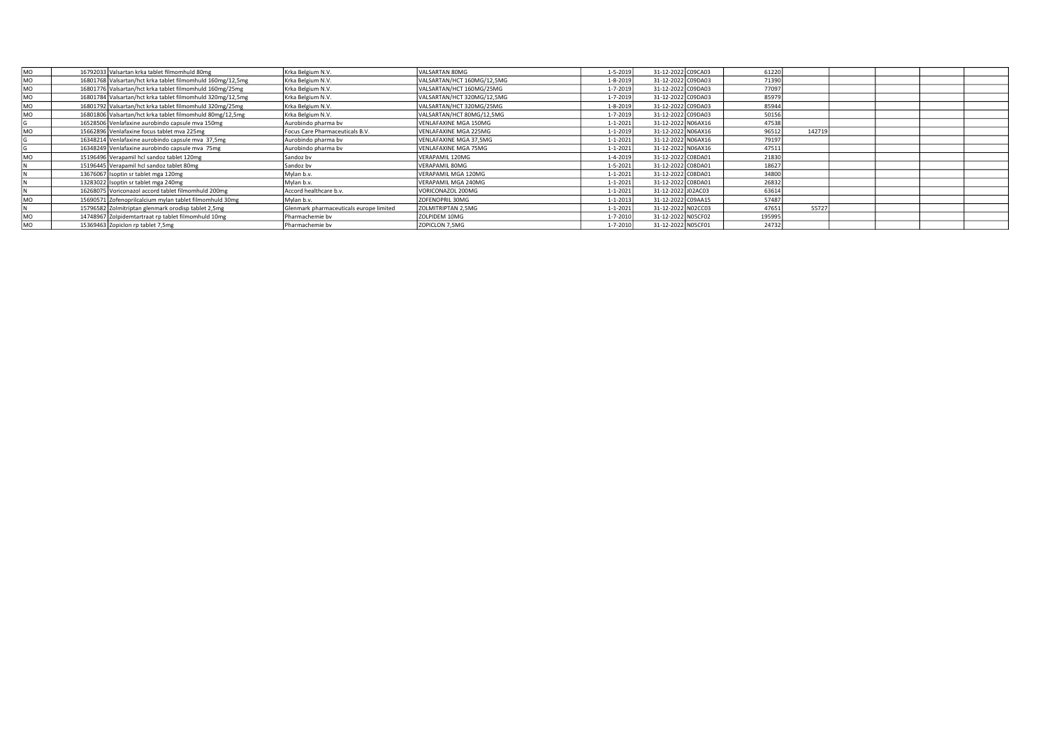| | | | | | | | | | | | | | |
|---|---|---|---|---|---|---|---|---|---|---|---|---|---|
| MO | 16792033 | Valsartan krka tablet filmomhuld 80mg | Krka Belgium N.V. | VALSARTAN 80MG | 1-5-2019 | 31-12-2022 | C09CA03 | 61220 | | | | | |
| MO | 16801768 | Valsartan/hct krka tablet filmomhuld 160mg/12,5mg | Krka Belgium N.V. | VALSARTAN/HCT 160MG/12,5MG | 1-8-2019 | 31-12-2022 | C09DA03 | 71390 | | | | | |
| MO | 16801776 | Valsartan/hct krka tablet filmomhuld 160mg/25mg | Krka Belgium N.V. | VALSARTAN/HCT 160MG/25MG | 1-7-2019 | 31-12-2022 | C09DA03 | 77097 | | | | | |
| MO | 16801784 | Valsartan/hct krka tablet filmomhuld 320mg/12,5mg | Krka Belgium N.V. | VALSARTAN/HCT 320MG/12,5MG | 1-7-2019 | 31-12-2022 | C09DA03 | 85979 | | | | | |
| MO | 16801792 | Valsartan/hct krka tablet filmomhuld 320mg/25mg | Krka Belgium N.V. | VALSARTAN/HCT 320MG/25MG | 1-8-2019 | 31-12-2022 | C09DA03 | 85944 | | | | | |
| MO | 16801806 | Valsartan/hct krka tablet filmomhuld 80mg/12,5mg | Krka Belgium N.V. | VALSARTAN/HCT 80MG/12,5MG | 1-7-2019 | 31-12-2022 | C09DA03 | 50156 | | | | | |
| G | 16528506 | Venlafaxine aurobindo capsule mva 150mg | Aurobindo pharma bv | VENLAFAXINE MGA 150MG | 1-1-2021 | 31-12-2022 | N06AX16 | 47538 | | | | | |
| MO | 15662896 | Venlafaxine focus tablet mva 225mg | Focus Care Pharmaceuticals B.V. | VENLAFAXINE MGA 225MG | 1-1-2019 | 31-12-2022 | N06AX16 | 96512 | 142719 | | | | |
| G | 16348214 | Venlafaxine aurobindo capsule mva 37,5mg | Aurobindo pharma bv | VENLAFAXINE MGA 37,5MG | 1-1-2021 | 31-12-2022 | N06AX16 | 79197 | | | | | |
| G | 16348249 | Venlafaxine aurobindo capsule mva 75mg | Aurobindo pharma bv | VENLAFAXINE MGA 75MG | 1-1-2021 | 31-12-2022 | N06AX16 | 47511 | | | | | |
| MO | 15196496 | Verapamil hcl sandoz tablet 120mg | Sandoz bv | VERAPAMIL 120MG | 1-4-2019 | 31-12-2022 | C08DA01 | 21830 | | | | | |
| N | 15196445 | Verapamil hcl sandoz tablet 80mg | Sandoz bv | VERAPAMIL 80MG | 1-5-2021 | 31-12-2022 | C08DA01 | 18627 | | | | | |
| N | 13676067 | Isoptin sr tablet mga 120mg | Mylan b.v. | VERAPAMIL MGA 120MG | 1-1-2021 | 31-12-2022 | C08DA01 | 34800 | | | | | |
| N | 13283022 | Isoptin sr tablet mga 240mg | Mylan b.v. | VERAPAMIL MGA 240MG | 1-1-2021 | 31-12-2022 | C08DA01 | 26832 | | | | | |
| N | 16268075 | Voriconazol accord tablet filmomhuld 200mg | Accord healthcare b.v. | VORICONAZOL 200MG | 1-1-2021 | 31-12-2022 | J02AC03 | 63614 | | | | | |
| MO | 15690571 | Zofenoprilcalcium mylan tablet filmomhuld 30mg | Mylan b.v. | ZOFENOPRIL 30MG | 1-1-2013 | 31-12-2022 | C09AA15 | 57487 | | | | | |
| N | 15796582 | Zolmitriptan glenmark orodisp tablet 2,5mg | Glenmark pharmaceuticals europe limited | ZOLMITRIPTAN 2,5MG | 1-1-2021 | 31-12-2022 | N02CC03 | 47651 | 55727 | | | | |
| MO | 14748967 | Zolpidemtartraat rp tablet filmomhuld 10mg | Pharmachemie bv | ZOLPIDEM 10MG | 1-7-2010 | 31-12-2022 | N05CF02 | 195995 | | | | | |
| MO | 15369463 | Zopiclon rp tablet 7,5mg | Pharmachemie bv | ZOPICLON 7,5MG | 1-7-2010 | 31-12-2022 | N05CF01 | 24732 | | | | | |